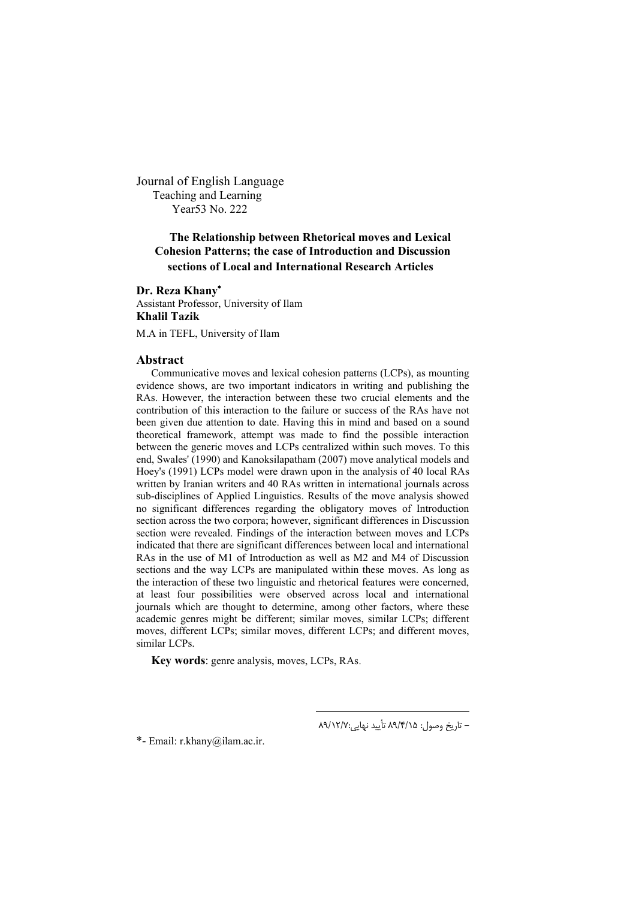Journal of English Language
Teaching and Learning
Year53 No. 222

# The Relationship between Rhetorical moves and Lexical Cohesion Patterns; the case of Introduction and Discussion sections of Local and International Research Articles

**Dr. Reza Khany***
Assistant Professor, University of Ilam
**Khalil Tazik**
M.A in TEFL, University of Ilam

## Abstract

Communicative moves and lexical cohesion patterns (LCPs), as mounting evidence shows, are two important indicators in writing and publishing the RAs. However, the interaction between these two crucial elements and the contribution of this interaction to the failure or success of the RAs have not been given due attention to date. Having this in mind and based on a sound theoretical framework, attempt was made to find the possible interaction between the generic moves and LCPs centralized within such moves. To this end, Swales' (1990) and Kanoksilapatham (2007) move analytical models and Hoey's (1991) LCPs model were drawn upon in the analysis of 40 local RAs written by Iranian writers and 40 RAs written in international journals across sub-disciplines of Applied Linguistics. Results of the move analysis showed no significant differences regarding the obligatory moves of Introduction section across the two corpora; however, significant differences in Discussion section were revealed. Findings of the interaction between moves and LCPs indicated that there are significant differences between local and international RAs in the use of M1 of Introduction as well as M2 and M4 of Discussion sections and the way LCPs are manipulated within these moves. As long as the interaction of these two linguistic and rhetorical features were concerned, at least four possibilities were observed across local and international journals which are thought to determine, among other factors, where these academic genres might be different; similar moves, similar LCPs; different moves, different LCPs; similar moves, different LCPs; and different moves, similar LCPs.

**Key words**: genre analysis, moves, LCPs, RAs.

- تاریخ وصول: ۸۹/۴/۱۵ تأیید نهایی:۸۹/۱۲/۷

*- Email: r.khany@ilam.ac.ir.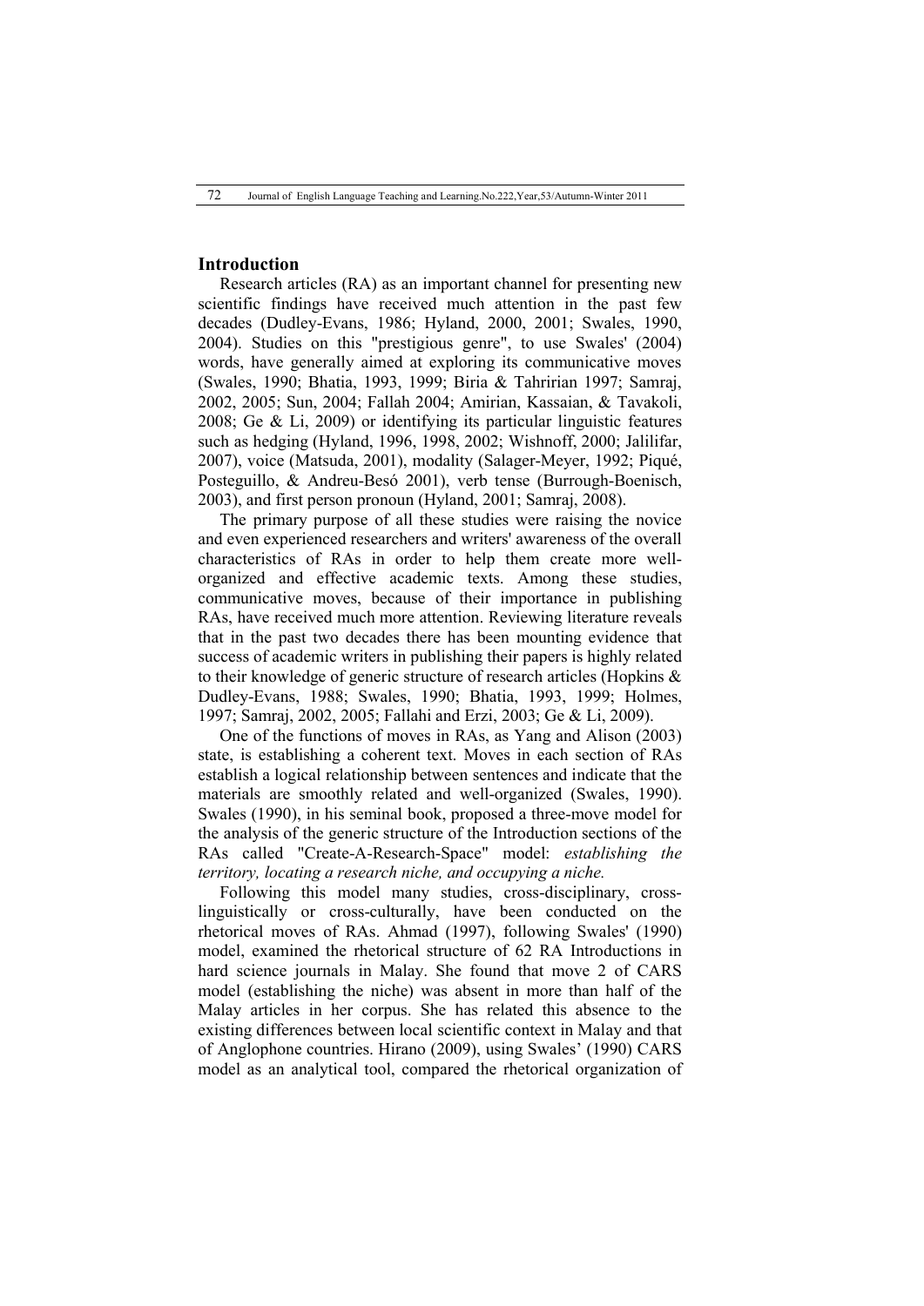## Introduction

Research articles (RA) as an important channel for presenting new scientific findings have received much attention in the past few decades (Dudley-Evans, 1986; Hyland, 2000, 2001; Swales, 1990, 2004). Studies on this "prestigious genre", to use Swales' (2004) words, have generally aimed at exploring its communicative moves (Swales, 1990; Bhatia, 1993, 1999; Biria & Tahririan 1997; Samraj, 2002, 2005; Sun, 2004; Fallah 2004; Amirian, Kassaian, & Tavakoli, 2008; Ge & Li, 2009) or identifying its particular linguistic features such as hedging (Hyland, 1996, 1998, 2002; Wishnoff, 2000; Jalilifar, 2007), voice (Matsuda, 2001), modality (Salager-Meyer, 1992; Piqué, Posteguillo, & Andreu-Besó 2001), verb tense (Burrough-Boenisch, 2003), and first person pronoun (Hyland, 2001; Samraj, 2008).

The primary purpose of all these studies were raising the novice and even experienced researchers and writers' awareness of the overall characteristics of RAs in order to help them create more well-organized and effective academic texts. Among these studies, communicative moves, because of their importance in publishing RAs, have received much more attention. Reviewing literature reveals that in the past two decades there has been mounting evidence that success of academic writers in publishing their papers is highly related to their knowledge of generic structure of research articles (Hopkins & Dudley-Evans, 1988; Swales, 1990; Bhatia, 1993, 1999; Holmes, 1997; Samraj, 2002, 2005; Fallahi and Erzi, 2003; Ge & Li, 2009).

One of the functions of moves in RAs, as Yang and Alison (2003) state, is establishing a coherent text. Moves in each section of RAs establish a logical relationship between sentences and indicate that the materials are smoothly related and well-organized (Swales, 1990). Swales (1990), in his seminal book, proposed a three-move model for the analysis of the generic structure of the Introduction sections of the RAs called "Create-A-Research-Space" model: *establishing the territory, locating a research niche, and occupying a niche.*

Following this model many studies, cross-disciplinary, cross-linguistically or cross-culturally, have been conducted on the rhetorical moves of RAs. Ahmad (1997), following Swales' (1990) model, examined the rhetorical structure of 62 RA Introductions in hard science journals in Malay. She found that move 2 of CARS model (establishing the niche) was absent in more than half of the Malay articles in her corpus. She has related this absence to the existing differences between local scientific context in Malay and that of Anglophone countries. Hirano (2009), using Swales' (1990) CARS model as an analytical tool, compared the rhetorical organization of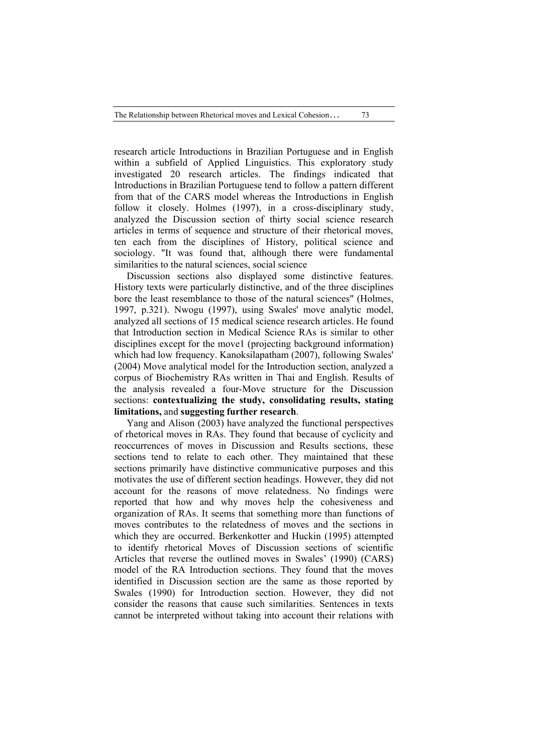research article Introductions in Brazilian Portuguese and in English within a subfield of Applied Linguistics. This exploratory study investigated 20 research articles. The findings indicated that Introductions in Brazilian Portuguese tend to follow a pattern different from that of the CARS model whereas the Introductions in English follow it closely. Holmes (1997), in a cross-disciplinary study, analyzed the Discussion section of thirty social science research articles in terms of sequence and structure of their rhetorical moves, ten each from the disciplines of History, political science and sociology. "It was found that, although there were fundamental similarities to the natural sciences, social science

Discussion sections also displayed some distinctive features. History texts were particularly distinctive, and of the three disciplines bore the least resemblance to those of the natural sciences" (Holmes, 1997, p.321). Nwogu (1997), using Swales' move analytic model, analyzed all sections of 15 medical science research articles. He found that Introduction section in Medical Science RAs is similar to other disciplines except for the move1 (projecting background information) which had low frequency. Kanoksilapatham (2007), following Swales' (2004) Move analytical model for the Introduction section, analyzed a corpus of Biochemistry RAs written in Thai and English. Results of the analysis revealed a four-Move structure for the Discussion sections: **contextualizing the study, consolidating results, stating limitations,** and **suggesting further research**.

Yang and Alison (2003) have analyzed the functional perspectives of rhetorical moves in RAs. They found that because of cyclicity and reoccurrences of moves in Discussion and Results sections, these sections tend to relate to each other. They maintained that these sections primarily have distinctive communicative purposes and this motivates the use of different section headings. However, they did not account for the reasons of move relatedness. No findings were reported that how and why moves help the cohesiveness and organization of RAs. It seems that something more than functions of moves contributes to the relatedness of moves and the sections in which they are occurred. Berkenkotter and Huckin (1995) attempted to identify rhetorical Moves of Discussion sections of scientific Articles that reverse the outlined moves in Swales' (1990) (CARS) model of the RA Introduction sections. They found that the moves identified in Discussion section are the same as those reported by Swales (1990) for Introduction section. However, they did not consider the reasons that cause such similarities. Sentences in texts cannot be interpreted without taking into account their relations with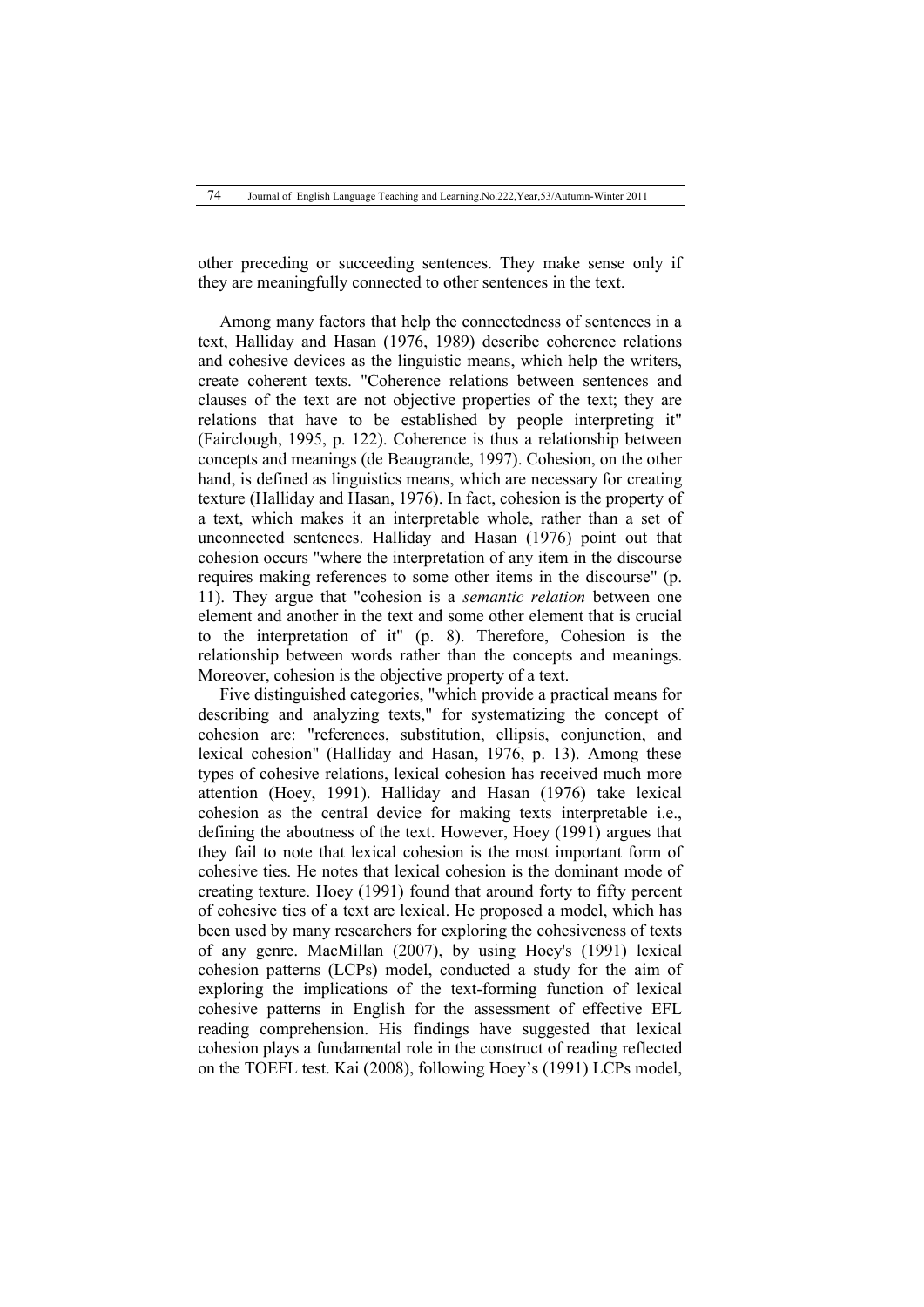other preceding or succeeding sentences. They make sense only if they are meaningfully connected to other sentences in the text.

Among many factors that help the connectedness of sentences in a text, Halliday and Hasan (1976, 1989) describe coherence relations and cohesive devices as the linguistic means, which help the writers, create coherent texts. "Coherence relations between sentences and clauses of the text are not objective properties of the text; they are relations that have to be established by people interpreting it" (Fairclough, 1995, p. 122). Coherence is thus a relationship between concepts and meanings (de Beaugrande, 1997). Cohesion, on the other hand, is defined as linguistics means, which are necessary for creating texture (Halliday and Hasan, 1976). In fact, cohesion is the property of a text, which makes it an interpretable whole, rather than a set of unconnected sentences. Halliday and Hasan (1976) point out that cohesion occurs "where the interpretation of any item in the discourse requires making references to some other items in the discourse" (p. 11). They argue that "cohesion is a *semantic relation* between one element and another in the text and some other element that is crucial to the interpretation of it" (p. 8). Therefore, Cohesion is the relationship between words rather than the concepts and meanings. Moreover, cohesion is the objective property of a text.

Five distinguished categories, "which provide a practical means for describing and analyzing texts," for systematizing the concept of cohesion are: "references, substitution, ellipsis, conjunction, and lexical cohesion" (Halliday and Hasan, 1976, p. 13). Among these types of cohesive relations, lexical cohesion has received much more attention (Hoey, 1991). Halliday and Hasan (1976) take lexical cohesion as the central device for making texts interpretable i.e., defining the aboutness of the text. However, Hoey (1991) argues that they fail to note that lexical cohesion is the most important form of cohesive ties. He notes that lexical cohesion is the dominant mode of creating texture. Hoey (1991) found that around forty to fifty percent of cohesive ties of a text are lexical. He proposed a model, which has been used by many researchers for exploring the cohesiveness of texts of any genre. MacMillan (2007), by using Hoey's (1991) lexical cohesion patterns (LCPs) model, conducted a study for the aim of exploring the implications of the text-forming function of lexical cohesive patterns in English for the assessment of effective EFL reading comprehension. His findings have suggested that lexical cohesion plays a fundamental role in the construct of reading reflected on the TOEFL test. Kai (2008), following Hoey's (1991) LCPs model,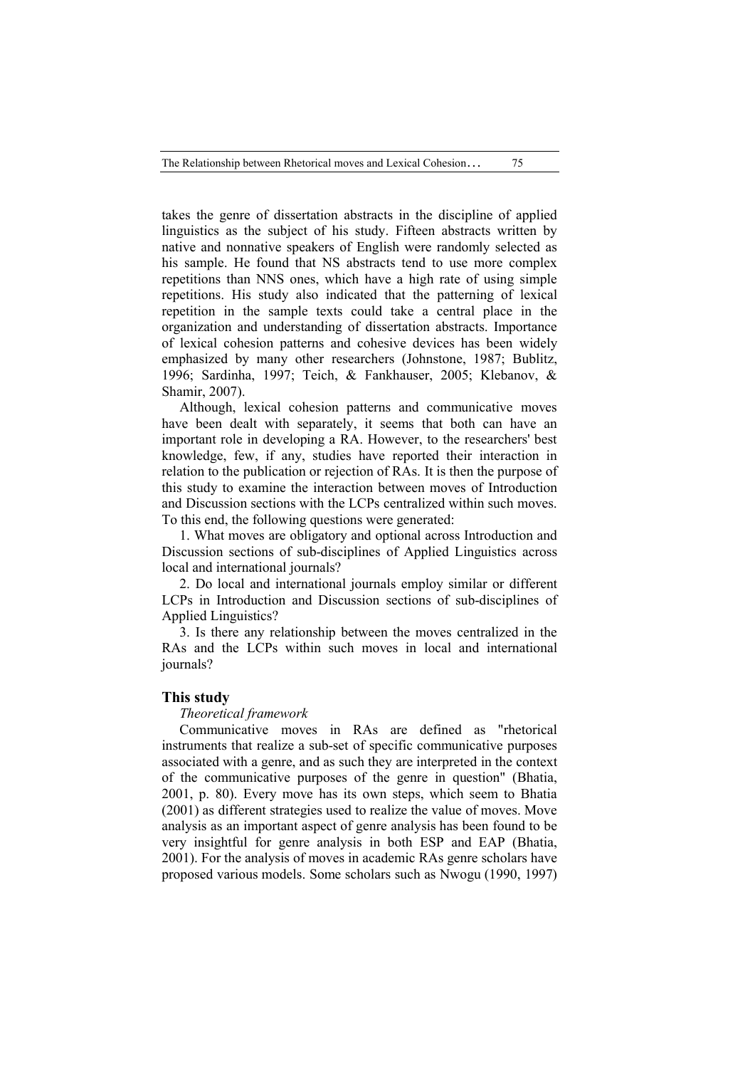takes the genre of dissertation abstracts in the discipline of applied linguistics as the subject of his study. Fifteen abstracts written by native and nonnative speakers of English were randomly selected as his sample. He found that NS abstracts tend to use more complex repetitions than NNS ones, which have a high rate of using simple repetitions. His study also indicated that the patterning of lexical repetition in the sample texts could take a central place in the organization and understanding of dissertation abstracts. Importance of lexical cohesion patterns and cohesive devices has been widely emphasized by many other researchers (Johnstone, 1987; Bublitz, 1996; Sardinha, 1997; Teich, & Fankhauser, 2005; Klebanov, & Shamir, 2007).

Although, lexical cohesion patterns and communicative moves have been dealt with separately, it seems that both can have an important role in developing a RA. However, to the researchers' best knowledge, few, if any, studies have reported their interaction in relation to the publication or rejection of RAs. It is then the purpose of this study to examine the interaction between moves of Introduction and Discussion sections with the LCPs centralized within such moves. To this end, the following questions were generated:

1. What moves are obligatory and optional across Introduction and Discussion sections of sub-disciplines of Applied Linguistics across local and international journals?

2. Do local and international journals employ similar or different LCPs in Introduction and Discussion sections of sub-disciplines of Applied Linguistics?

3. Is there any relationship between the moves centralized in the RAs and the LCPs within such moves in local and international journals?

## This study

*Theoretical framework*

Communicative moves in RAs are defined as "rhetorical instruments that realize a sub-set of specific communicative purposes associated with a genre, and as such they are interpreted in the context of the communicative purposes of the genre in question" (Bhatia, 2001, p. 80). Every move has its own steps, which seem to Bhatia (2001) as different strategies used to realize the value of moves. Move analysis as an important aspect of genre analysis has been found to be very insightful for genre analysis in both ESP and EAP (Bhatia, 2001). For the analysis of moves in academic RAs genre scholars have proposed various models. Some scholars such as Nwogu (1990, 1997)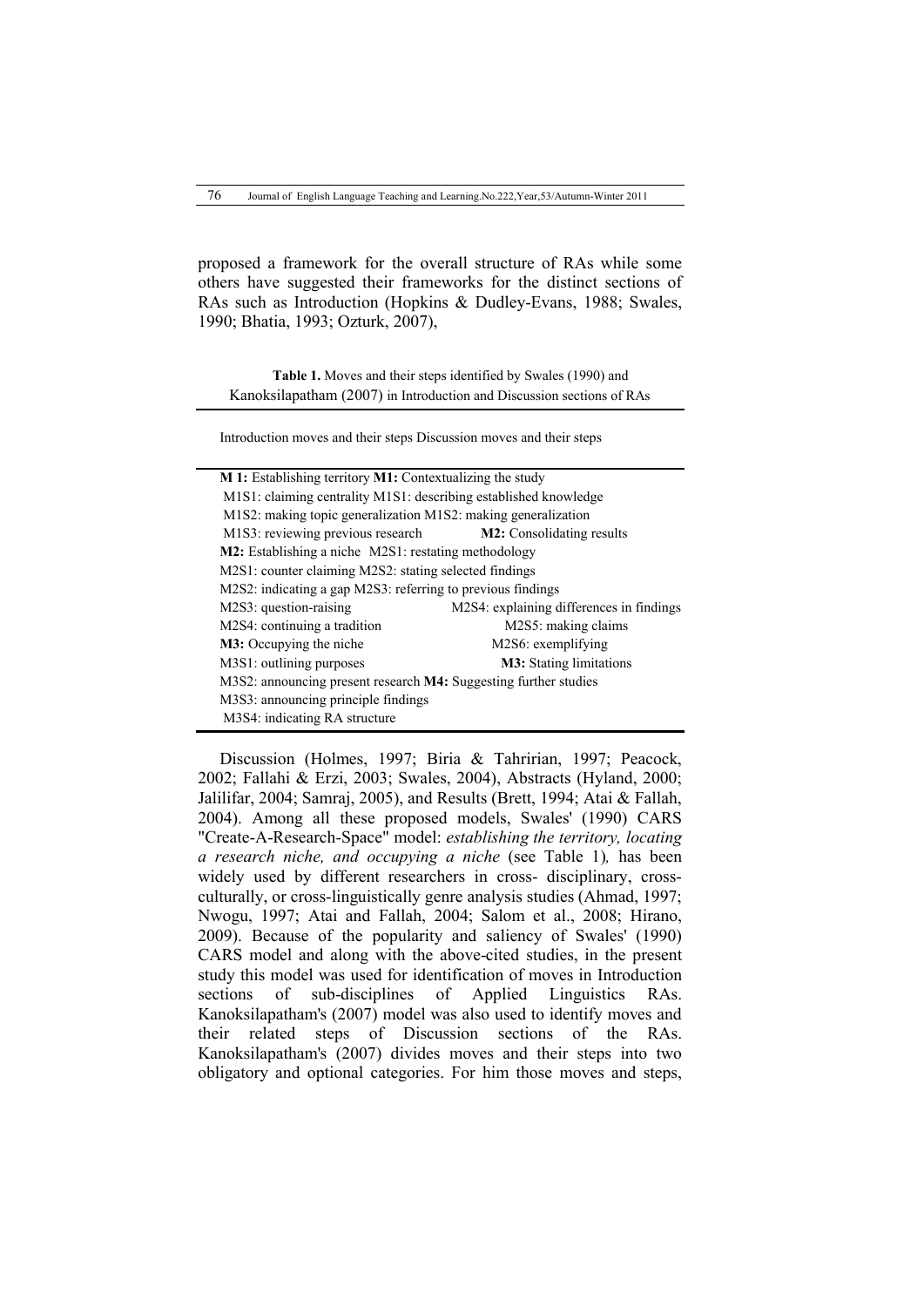proposed a framework for the overall structure of RAs while some others have suggested their frameworks for the distinct sections of RAs such as Introduction (Hopkins & Dudley-Evans, 1988; Swales, 1990; Bhatia, 1993; Ozturk, 2007),

**Table 1.** Moves and their steps identified by Swales (1990) and Kanoksilapatham (2007) in Introduction and Discussion sections of RAs

| Introduction moves and their steps | Discussion moves and their steps |
|---|---|
| **M 1:** Establishing territory | **M1:** Contextualizing the study |
| M1S1: claiming centrality | M1S1: describing established knowledge |
| M1S2: making topic generalization | M1S2: making generalization |
| M1S3: reviewing previous research | **M2:** Consolidating results |
| **M2:** Establishing a niche | M2S1: restating methodology |
| M2S1: counter claiming | M2S2: stating selected findings |
| M2S2: indicating a gap | M2S3: referring to previous findings |
| M2S3: question-raising | M2S4: explaining differences in findings |
| M2S4: continuing a tradition | M2S5: making claims |
| **M3:** Occupying the niche | M2S6: exemplifying |
| M3S1: outlining purposes | **M3:** Stating limitations |
| M3S2: announcing present research | **M4:** Suggesting further studies |
| M3S3: announcing principle findings | |
| M3S4: indicating RA structure | |

Discussion (Holmes, 1997; Biria & Tahririan, 1997; Peacock, 2002; Fallahi & Erzi, 2003; Swales, 2004), Abstracts (Hyland, 2000; Jalilifar, 2004; Samraj, 2005), and Results (Brett, 1994; Atai & Fallah, 2004). Among all these proposed models, Swales' (1990) CARS "Create-A-Research-Space" model: *establishing the territory, locating a research niche, and occupying a niche* (see Table 1)*,* has been widely used by different researchers in cross- disciplinary, cross-culturally, or cross-linguistically genre analysis studies (Ahmad, 1997; Nwogu, 1997; Atai and Fallah, 2004; Salom et al., 2008; Hirano, 2009). Because of the popularity and saliency of Swales' (1990) CARS model and along with the above-cited studies, in the present study this model was used for identification of moves in Introduction sections of sub-disciplines of Applied Linguistics RAs. Kanoksilapatham's (2007) model was also used to identify moves and their related steps of Discussion sections of the RAs. Kanoksilapatham's (2007) divides moves and their steps into two obligatory and optional categories. For him those moves and steps,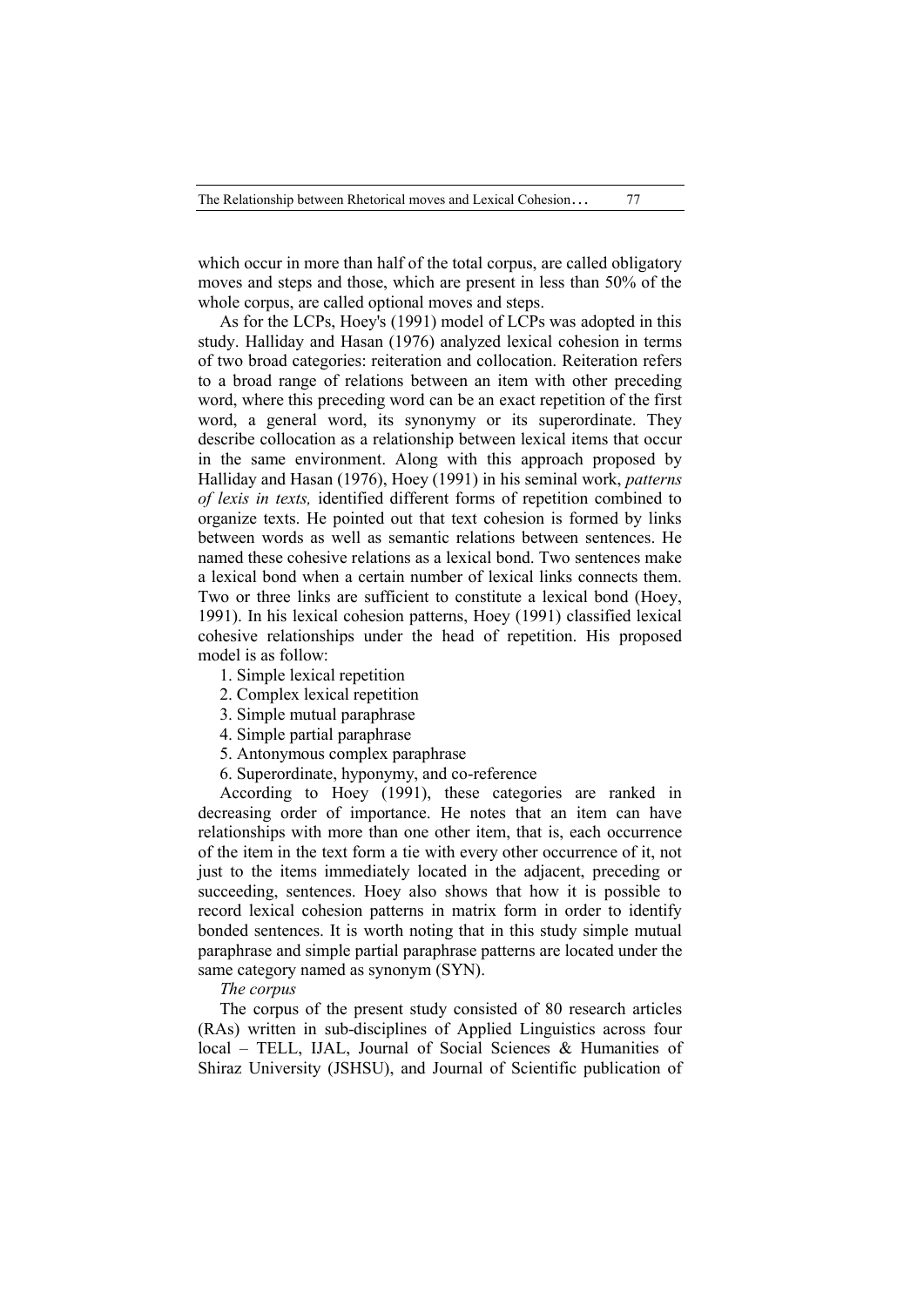which occur in more than half of the total corpus, are called obligatory moves and steps and those, which are present in less than 50% of the whole corpus, are called optional moves and steps.

As for the LCPs, Hoey's (1991) model of LCPs was adopted in this study. Halliday and Hasan (1976) analyzed lexical cohesion in terms of two broad categories: reiteration and collocation. Reiteration refers to a broad range of relations between an item with other preceding word, where this preceding word can be an exact repetition of the first word, a general word, its synonymy or its superordinate. They describe collocation as a relationship between lexical items that occur in the same environment. Along with this approach proposed by Halliday and Hasan (1976), Hoey (1991) in his seminal work, *patterns of lexis in texts,* identified different forms of repetition combined to organize texts. He pointed out that text cohesion is formed by links between words as well as semantic relations between sentences. He named these cohesive relations as a lexical bond. Two sentences make a lexical bond when a certain number of lexical links connects them. Two or three links are sufficient to constitute a lexical bond (Hoey, 1991). In his lexical cohesion patterns, Hoey (1991) classified lexical cohesive relationships under the head of repetition. His proposed model is as follow:

1. Simple lexical repetition
2. Complex lexical repetition
3. Simple mutual paraphrase
4. Simple partial paraphrase
5. Antonymous complex paraphrase
6. Superordinate, hyponymy, and co-reference

According to Hoey (1991), these categories are ranked in decreasing order of importance. He notes that an item can have relationships with more than one other item, that is, each occurrence of the item in the text form a tie with every other occurrence of it, not just to the items immediately located in the adjacent, preceding or succeeding, sentences. Hoey also shows that how it is possible to record lexical cohesion patterns in matrix form in order to identify bonded sentences. It is worth noting that in this study simple mutual paraphrase and simple partial paraphrase patterns are located under the same category named as synonym (SYN).

*The corpus*

The corpus of the present study consisted of 80 research articles (RAs) written in sub-disciplines of Applied Linguistics across four local – TELL, IJAL, Journal of Social Sciences & Humanities of Shiraz University (JSHSU), and Journal of Scientific publication of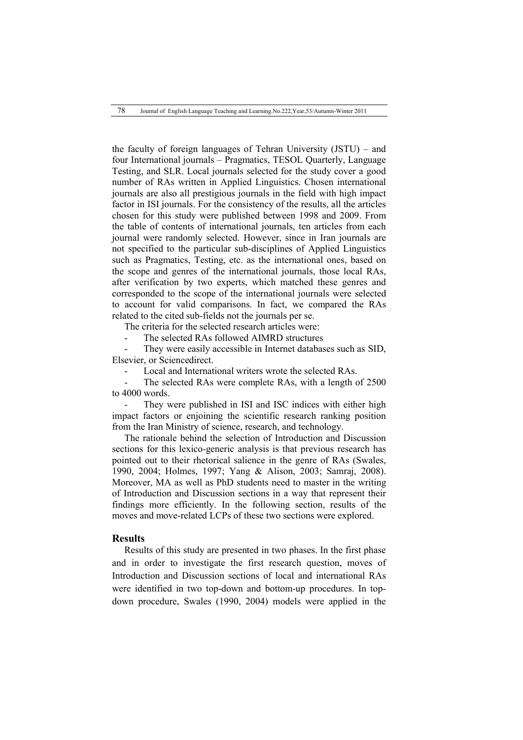the faculty of foreign languages of Tehran University (JSTU) – and four International journals – Pragmatics, TESOL Quarterly, Language Testing, and SLR. Local journals selected for the study cover a good number of RAs written in Applied Linguistics. Chosen international journals are also all prestigious journals in the field with high impact factor in ISI journals. For the consistency of the results, all the articles chosen for this study were published between 1998 and 2009. From the table of contents of international journals, ten articles from each journal were randomly selected. However, since in Iran journals are not specified to the particular sub-disciplines of Applied Linguistics such as Pragmatics, Testing, etc. as the international ones, based on the scope and genres of the international journals, those local RAs, after verification by two experts, which matched these genres and corresponded to the scope of the international journals were selected to account for valid comparisons. In fact, we compared the RAs related to the cited sub-fields not the journals per se.

The criteria for the selected research articles were:

- The selected RAs followed AIMRD structures
- They were easily accessible in Internet databases such as SID, Elsevier, or Sciencedirect.
- Local and International writers wrote the selected RAs.
- The selected RAs were complete RAs, with a length of 2500 to 4000 words.
- They were published in ISI and ISC indices with either high impact factors or enjoining the scientific research ranking position from the Iran Ministry of science, research, and technology.

The rationale behind the selection of Introduction and Discussion sections for this lexico-generic analysis is that previous research has pointed out to their rhetorical salience in the genre of RAs (Swales, 1990, 2004; Holmes, 1997; Yang & Alison, 2003; Samraj, 2008). Moreover, MA as well as PhD students need to master in the writing of Introduction and Discussion sections in a way that represent their findings more efficiently. In the following section, results of the moves and move-related LCPs of these two sections were explored.

## Results

Results of this study are presented in two phases. In the first phase and in order to investigate the first research question, moves of Introduction and Discussion sections of local and international RAs were identified in two top-down and bottom-up procedures. In top-down procedure, Swales (1990, 2004) models were applied in the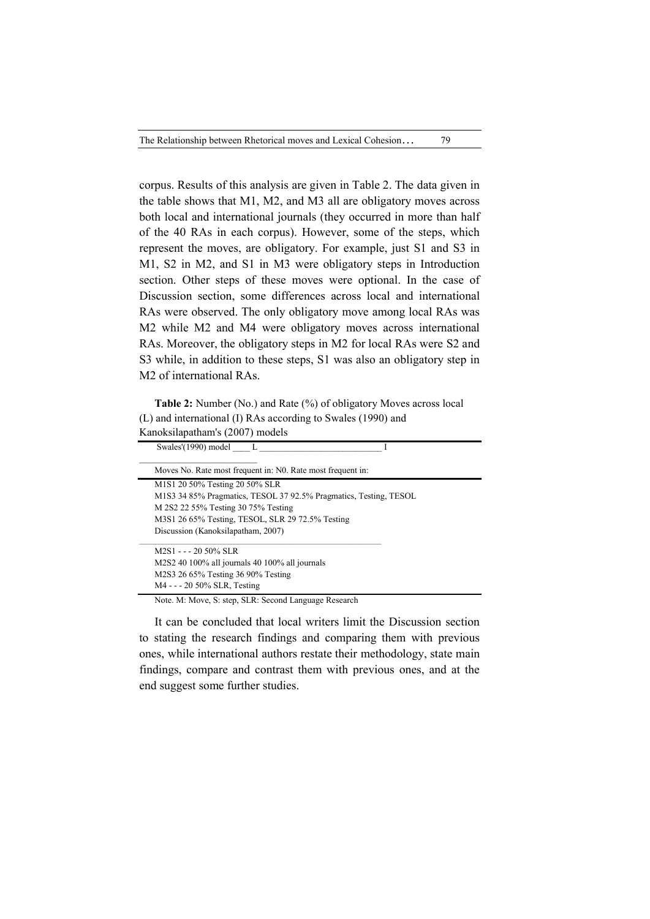corpus. Results of this analysis are given in Table 2. The data given in the table shows that M1, M2, and M3 all are obligatory moves across both local and international journals (they occurred in more than half of the 40 RAs in each corpus). However, some of the steps, which represent the moves, are obligatory. For example, just S1 and S3 in M1, S2 in M2, and S1 in M3 were obligatory steps in Introduction section. Other steps of these moves were optional. In the case of Discussion section, some differences across local and international RAs were observed. The only obligatory move among local RAs was M2 while M2 and M4 were obligatory moves across international RAs. Moreover, the obligatory steps in M2 for local RAs were S2 and S3 while, in addition to these steps, S1 was also an obligatory step in M2 of international RAs.

**Table 2:** Number (No.) and Rate (%) of obligatory Moves across local (L) and international (I) RAs according to Swales (1990) and Kanoksilapatham's (2007) models

| Swales'(1990) model | L | | | I | | |
|---|---|---|---|---|---|---|
| Moves | No. | Rate | most frequent in: | N0. | Rate | most frequent in: |
| M1S1 | 20 | 50% | Testing | 20 | 50% | SLR |
| M1S3 | 34 | 85% | Pragmatics, TESOL | 37 | 92.5% | Pragmatics, Testing, TESOL |
| M 2S2 | 22 | 55% | Testing | 30 | 75% | Testing |
| M3S1 | 26 | 65% | Testing, TESOL, SLR | 29 | 72.5% | Testing |
| Discussion (Kanoksilapatham, 2007) | | | | | | |
| M2S1 | - | - | - | 20 | 50% | SLR |
| M2S2 | 40 | 100% | all journals | 40 | 100% | all journals |
| M2S3 | 26 | 65% | Testing | 36 | 90% | Testing |
| M4 | - | - | - | 20 | 50% | SLR, Testing |

Note. M: Move, S: step, SLR: Second Language Research

It can be concluded that local writers limit the Discussion section to stating the research findings and comparing them with previous ones, while international authors restate their methodology, state main findings, compare and contrast them with previous ones, and at the end suggest some further studies.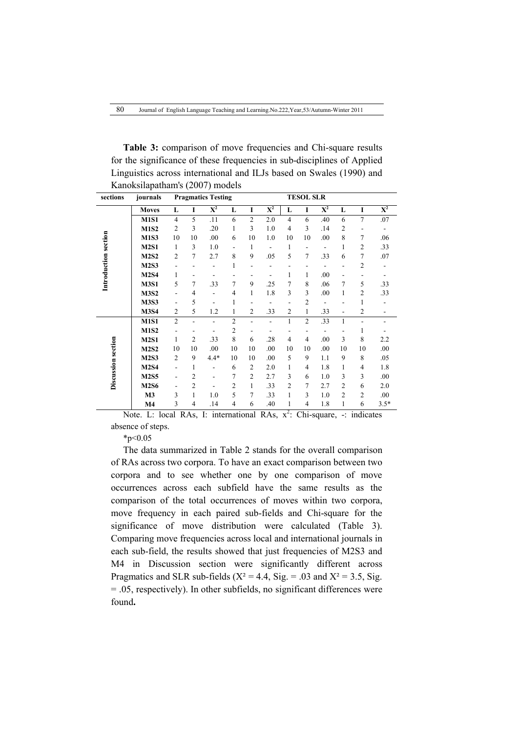**Table 3:** comparison of move frequencies and Chi-square results for the significance of these frequencies in sub-disciplines of Applied Linguistics across international and ILJs based on Swales (1990) and Kanoksilapatham's (2007) models

| sections | journals | Pragmatics | | | Testing | | | TESOL | | | SLR | | |
|---|---|---|---|---|---|---|---|---|---|---|---|---|---|
| | **Moves** | **L** | **I** | **$X^2$** | **L** | **I** | **$X^2$** | **L** | **I** | **$X^2$** | **L** | **I** | **$X^2$** |
| **Introduction section** | **M1S1** | 4 | 5 | .11 | 6 | 2 | 2.0 | 4 | 6 | .40 | 6 | 7 | .07 |
| | **M1S2** | 2 | 3 | .20 | 1 | 3 | 1.0 | 4 | 3 | .14 | 2 | - | - |
| | **M1S3** | 10 | 10 | .00 | 6 | 10 | 1.0 | 10 | 10 | .00 | 8 | 7 | .06 |
| | **M2S1** | 1 | 3 | 1.0 | - | 1 | - | 1 | - | - | 1 | 2 | .33 |
| | **M2S2** | 2 | 7 | 2.7 | 8 | 9 | .05 | 5 | 7 | .33 | 6 | 7 | .07 |
| | **M2S3** | - | - | - | 1 | - | - | - | - | - | - | 2 | - |
| | **M2S4** | 1 | - | - | - | - | - | 1 | 1 | .00 | - | - | - |
| | **M3S1** | 5 | 7 | .33 | 7 | 9 | .25 | 7 | 8 | .06 | 7 | 5 | .33 |
| | **M3S2** | - | 4 | - | 4 | 1 | 1.8 | 3 | 3 | .00 | 1 | 2 | .33 |
| | **M3S3** | - | 5 | - | 1 | - | - | - | 2 | - | - | 1 | - |
| | **M3S4** | 2 | 5 | 1.2 | 1 | 2 | .33 | 2 | 1 | .33 | - | 2 | - |
| **Discussion section** | **M1S1** | 2 | - | - | 2 | - | - | 1 | 2 | .33 | 1 | - | - |
| | **M1S2** | - | - | - | 2 | - | - | - | - | - | - | 1 | - |
| | **M2S1** | 1 | 2 | .33 | 8 | 6 | .28 | 4 | 4 | .00 | 3 | 8 | 2.2 |
| | **M2S2** | 10 | 10 | .00 | 10 | 10 | .00 | 10 | 10 | .00 | 10 | 10 | .00 |
| | **M2S3** | 2 | 9 | 4.4* | 10 | 10 | .00 | 5 | 9 | 1.1 | 9 | 8 | .05 |
| | **M2S4** | - | 1 | - | 6 | 2 | 2.0 | 1 | 4 | 1.8 | 1 | 4 | 1.8 |
| | **M2S5** | - | 2 | - | 7 | 2 | 2.7 | 3 | 6 | 1.0 | 3 | 3 | .00 |
| | **M2S6** | - | 2 | - | 2 | 1 | .33 | 2 | 7 | 2.7 | 2 | 6 | 2.0 |
| | **M3** | 3 | 1 | 1.0 | 5 | 7 | .33 | 1 | 3 | 1.0 | 2 | 2 | .00 |
| | **M4** | 3 | 4 | .14 | 4 | 6 | .40 | 1 | 4 | 1.8 | 1 | 6 | 3.5* |

Note. L: local RAs, I: international RAs, $x^2$: Chi-square, -: indicates absence of steps.

*$p<0.05$

The data summarized in Table 2 stands for the overall comparison of RAs across two corpora. To have an exact comparison between two corpora and to see whether one by one comparison of move occurrences across each subfield have the same results as the comparison of the total occurrences of moves within two corpora, move frequency in each paired sub-fields and Chi-square for the significance of move distribution were calculated (Table 3). Comparing move frequencies across local and international journals in each sub-field, the results showed that just frequencies of M2S3 and M4 in Discussion section were significantly different across Pragmatics and SLR sub-fields ($X^2 = 4.4$, Sig. = .03 and $X^2 = 3.5$, Sig. = .05, respectively). In other subfields, no significant differences were found**.**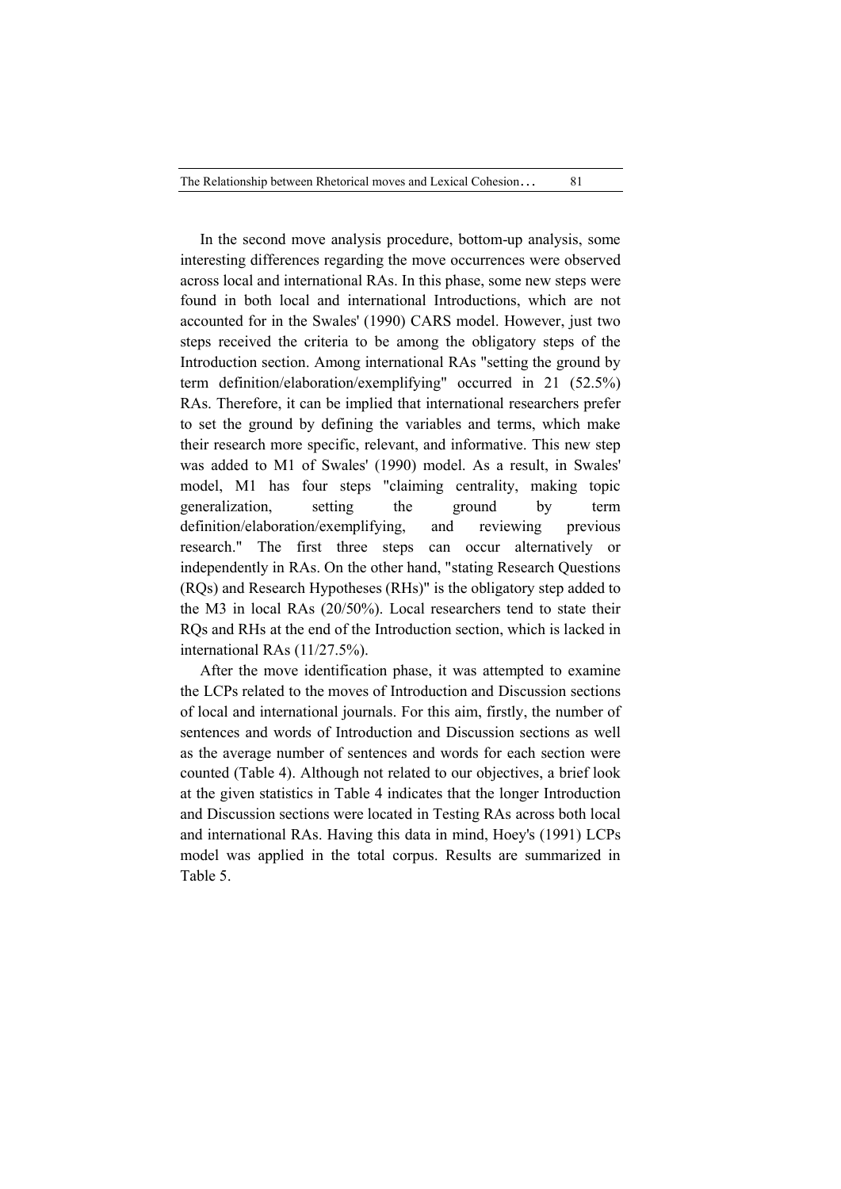In the second move analysis procedure, bottom-up analysis, some interesting differences regarding the move occurrences were observed across local and international RAs. In this phase, some new steps were found in both local and international Introductions, which are not accounted for in the Swales' (1990) CARS model. However, just two steps received the criteria to be among the obligatory steps of the Introduction section. Among international RAs "setting the ground by term definition/elaboration/exemplifying" occurred in 21 (52.5%) RAs. Therefore, it can be implied that international researchers prefer to set the ground by defining the variables and terms, which make their research more specific, relevant, and informative. This new step was added to M1 of Swales' (1990) model. As a result, in Swales' model, M1 has four steps "claiming centrality, making topic generalization, setting the ground by term definition/elaboration/exemplifying, and reviewing previous research." The first three steps can occur alternatively or independently in RAs. On the other hand, "stating Research Questions (RQs) and Research Hypotheses (RHs)" is the obligatory step added to the M3 in local RAs (20/50%). Local researchers tend to state their RQs and RHs at the end of the Introduction section, which is lacked in international RAs (11/27.5%).

After the move identification phase, it was attempted to examine the LCPs related to the moves of Introduction and Discussion sections of local and international journals. For this aim, firstly, the number of sentences and words of Introduction and Discussion sections as well as the average number of sentences and words for each section were counted (Table 4). Although not related to our objectives, a brief look at the given statistics in Table 4 indicates that the longer Introduction and Discussion sections were located in Testing RAs across both local and international RAs. Having this data in mind, Hoey's (1991) LCPs model was applied in the total corpus. Results are summarized in Table 5.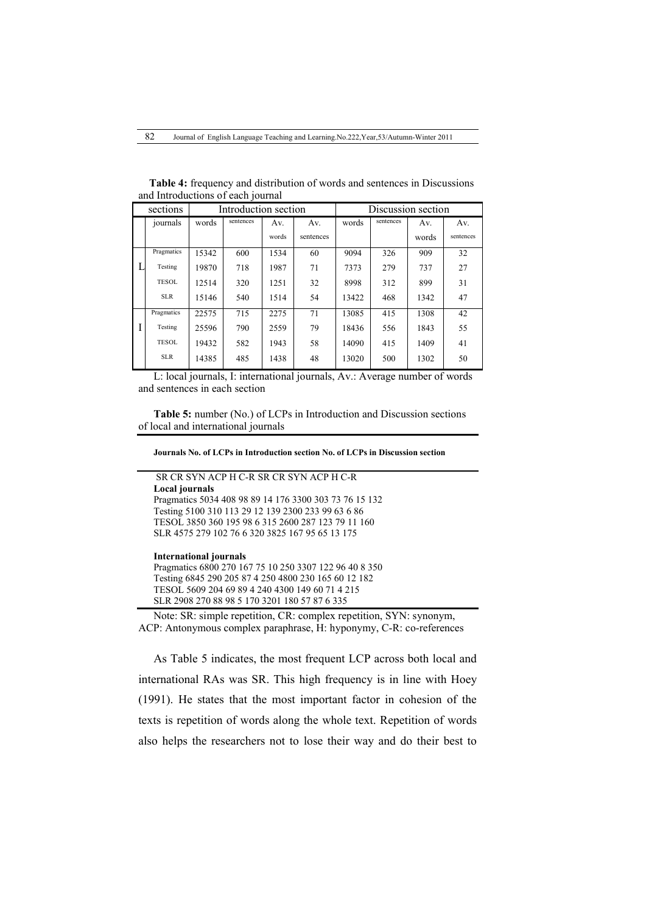**Table 4:** frequency and distribution of words and sentences in Discussions and Introductions of each journal

| sections | | Introduction section | | | | Discussion section | | | |
|---|---|---|---|---|---|---|---|---|---|
| | journals | words | sentences | Av. words | Av. sentences | words | sentences | Av. words | Av. sentences |
| L | Pragmatics | 15342 | 600 | 1534 | 60 | 9094 | 326 | 909 | 32 |
| | Testing | 19870 | 718 | 1987 | 71 | 7373 | 279 | 737 | 27 |
| | TESOL | 12514 | 320 | 1251 | 32 | 8998 | 312 | 899 | 31 |
| | SLR | 15146 | 540 | 1514 | 54 | 13422 | 468 | 1342 | 47 |
| I | Pragmatics | 22575 | 715 | 2275 | 71 | 13085 | 415 | 1308 | 42 |
| | Testing | 25596 | 790 | 2559 | 79 | 18436 | 556 | 1843 | 55 |
| | TESOL | 19432 | 582 | 1943 | 58 | 14090 | 415 | 1409 | 41 |
| | SLR | 14385 | 485 | 1438 | 48 | 13020 | 500 | 1302 | 50 |

L: local journals, I: international journals, Av.: Average number of words and sentences in each section

**Table 5:** number (No.) of LCPs in Introduction and Discussion sections of local and international journals

| Journals | No. of LCPs in Introduction section | | | | | | No. of LCPs in Discussion section | | | | | |
|---|---|---|---|---|---|---|---|---|---|---|---|---|
| | SR | CR | SYN | ACP | H | C-R | SR | CR | SYN | ACP | H | C-R |
| **Local journals** | | | | | | | | | | | | |
| Pragmatics | 5034 | 408 | 98 | 89 | 14 | 176 | 3300 | 303 | 73 | 76 | 15 | 132 |
| Testing | 5100 | 310 | 113 | 29 | 12 | 139 | 2300 | 233 | 99 | 63 | 6 | 86 |
| TESOL | 3850 | 360 | 195 | 98 | 6 | 315 | 2600 | 287 | 123 | 79 | 11 | 160 |
| SLR | 4575 | 279 | 102 | 76 | 6 | 320 | 3825 | 167 | 95 | 65 | 13 | 175 |
| **International journals** | | | | | | | | | | | | |
| Pragmatics | 6800 | 270 | 167 | 75 | 10 | 250 | 3307 | 122 | 96 | 40 | 8 | 350 |
| Testing | 6845 | 290 | 205 | 87 | 4 | 250 | 4800 | 230 | 165 | 60 | 12 | 182 |
| TESOL | 5609 | 204 | 69 | 89 | 4 | 240 | 4300 | 149 | 60 | 71 | 4 | 215 |
| SLR | 2908 | 270 | 88 | 98 | 5 | 170 | 3201 | 180 | 57 | 87 | 6 | 335 |

Note: SR: simple repetition, CR: complex repetition, SYN: synonym, ACP: Antonymous complex paraphrase, H: hyponymy, C-R: co-references

As Table 5 indicates, the most frequent LCP across both local and international RAs was SR. This high frequency is in line with Hoey (1991). He states that the most important factor in cohesion of the texts is repetition of words along the whole text. Repetition of words also helps the researchers not to lose their way and do their best to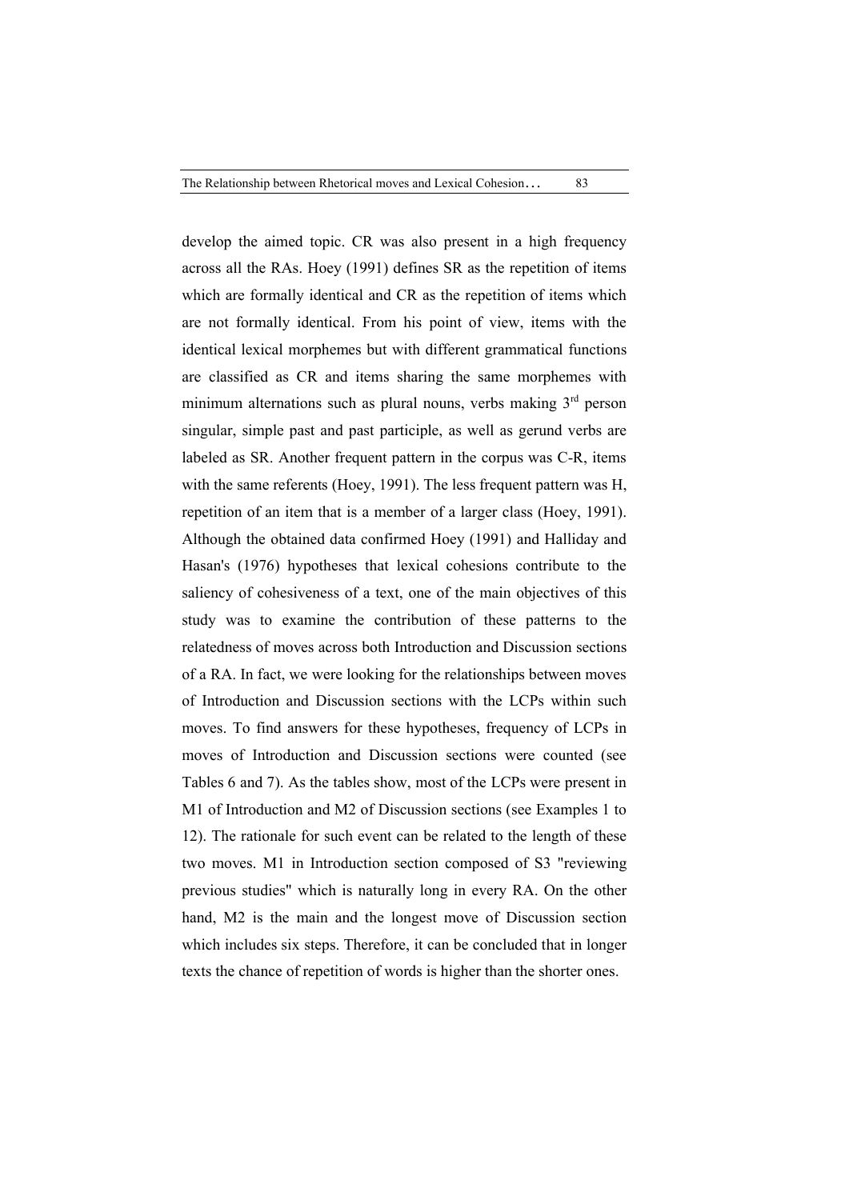develop the aimed topic. CR was also present in a high frequency across all the RAs. Hoey (1991) defines SR as the repetition of items which are formally identical and CR as the repetition of items which are not formally identical. From his point of view, items with the identical lexical morphemes but with different grammatical functions are classified as CR and items sharing the same morphemes with minimum alternations such as plural nouns, verbs making 3rd person singular, simple past and past participle, as well as gerund verbs are labeled as SR. Another frequent pattern in the corpus was C-R, items with the same referents (Hoey, 1991). The less frequent pattern was H, repetition of an item that is a member of a larger class (Hoey, 1991). Although the obtained data confirmed Hoey (1991) and Halliday and Hasan's (1976) hypotheses that lexical cohesions contribute to the saliency of cohesiveness of a text, one of the main objectives of this study was to examine the contribution of these patterns to the relatedness of moves across both Introduction and Discussion sections of a RA. In fact, we were looking for the relationships between moves of Introduction and Discussion sections with the LCPs within such moves. To find answers for these hypotheses, frequency of LCPs in moves of Introduction and Discussion sections were counted (see Tables 6 and 7). As the tables show, most of the LCPs were present in M1 of Introduction and M2 of Discussion sections (see Examples 1 to 12). The rationale for such event can be related to the length of these two moves. M1 in Introduction section composed of S3 "reviewing previous studies" which is naturally long in every RA. On the other hand, M2 is the main and the longest move of Discussion section which includes six steps. Therefore, it can be concluded that in longer texts the chance of repetition of words is higher than the shorter ones.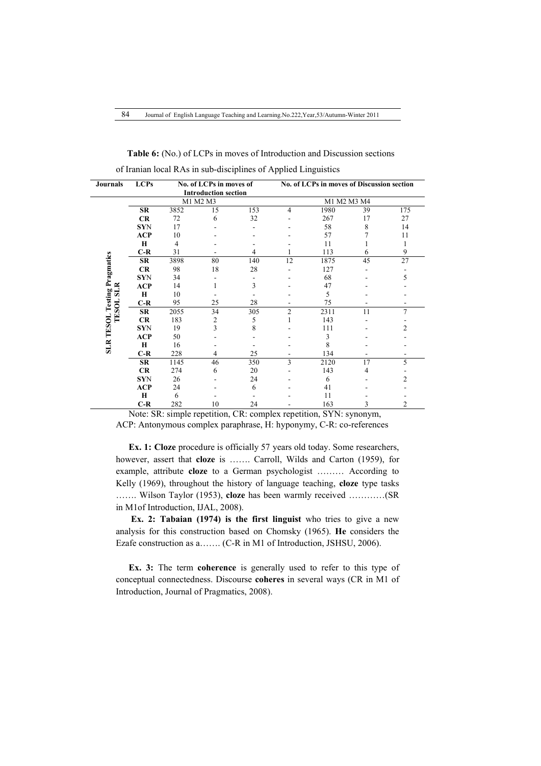**Table 6:** (No.) of LCPs in moves of Introduction and Discussion sections of Iranian local RAs in sub-disciplines of Applied Linguistics

| Journals | LCPs | No. of LCPs in moves of Introduction section | | | No. of LCPs in moves of Discussion section | | | |
|---|---|---|---|---|---|---|---|---|
| | | M1 | M2 | M3 | M1 | M2 | M3 | M4 |
| SLR | SR | 3852 | 15 | 153 | 4 | 1980 | 39 | 175 |
| | CR | 72 | 6 | 32 | - | 267 | 17 | 27 |
| | SYN | 17 | - | - | - | 58 | 8 | 14 |
| | ACP | 10 | - | - | - | 57 | 7 | 11 |
| | H | 4 | - | - | - | 11 | 1 | 1 |
| | C-R | 31 | - | 4 | 1 | 113 | 6 | 9 |
| TESOL | SR | 3898 | 80 | 140 | 12 | 1875 | 45 | 27 |
| | CR | 98 | 18 | 28 | - | 127 | - | - |
| | SYN | 34 | - | - | - | 68 | - | 5 |
| | ACP | 14 | 1 | 3 | - | 47 | - | - |
| | H | 10 | - | - | - | 5 | - | - |
| | C-R | 95 | 25 | 28 | - | 75 | - | - |
| Testing | SR | 2055 | 34 | 305 | 2 | 2311 | 11 | 7 |
| | CR | 183 | 2 | 5 | 1 | 143 | - | - |
| | SYN | 19 | 3 | 8 | - | 111 | - | 2 |
| | ACP | 50 | - | - | - | 3 | - | - |
| | H | 16 | - | - | - | 8 | - | - |
| | C-R | 228 | 4 | 25 | - | 134 | - | - |
| Pragmatics | SR | 1145 | 46 | 350 | 3 | 2120 | 17 | 5 |
| | CR | 274 | 6 | 20 | - | 143 | 4 | - |
| | SYN | 26 | - | 24 | - | 6 | - | 2 |
| | ACP | 24 | - | 6 | - | 41 | - | - |
| | H | 6 | - | - | - | 11 | - | - |
| | C-R | 282 | 10 | 24 | - | 163 | 3 | 2 |

Note: SR: simple repetition, CR: complex repetition, SYN: synonym, ACP: Antonymous complex paraphrase, H: hyponymy, C-R: co-references

**Ex. 1: Cloze** procedure is officially 57 years old today. Some researchers, however, assert that **cloze** is ……. Carroll, Wilds and Carton (1959), for example, attribute **cloze** to a German psychologist ……… According to Kelly (1969), throughout the history of language teaching, **cloze** type tasks ……. Wilson Taylor (1953), **cloze** has been warmly received …………(SR in M1of Introduction, IJAL, 2008).

**Ex. 2: Tabaian (1974) is the first linguist** who tries to give a new analysis for this construction based on Chomsky (1965). **He** considers the Ezafe construction as a……. (C-R in M1 of Introduction, JSHSU, 2006).

**Ex. 3:** The term **coherence** is generally used to refer to this type of conceptual connectedness. Discourse **coheres** in several ways (CR in M1 of Introduction, Journal of Pragmatics, 2008).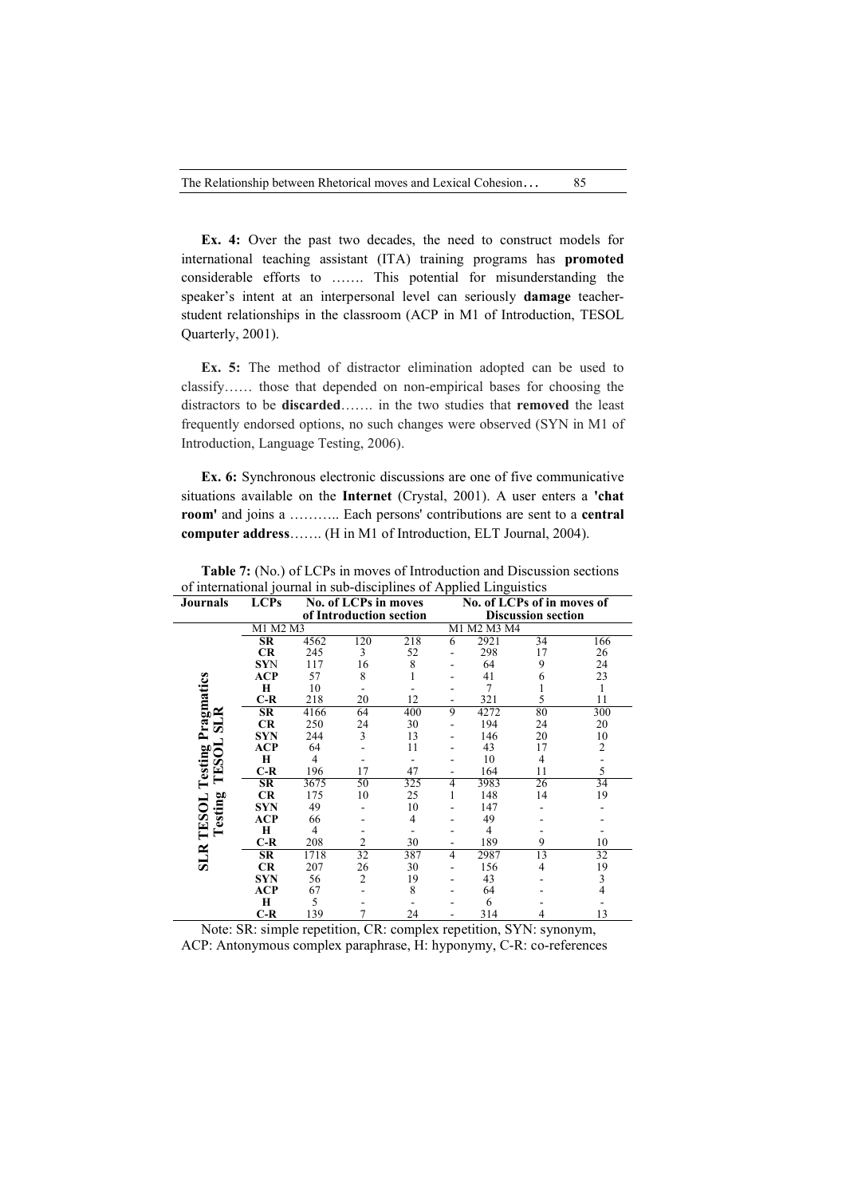**Ex. 4:** Over the past two decades, the need to construct models for international teaching assistant (ITA) training programs has **promoted** considerable efforts to ……. This potential for misunderstanding the speaker's intent at an interpersonal level can seriously **damage** teacher-student relationships in the classroom (ACP in M1 of Introduction, TESOL Quarterly, 2001).

**Ex. 5:** The method of distractor elimination adopted can be used to classify…… those that depended on non-empirical bases for choosing the distractors to be **discarded**……. in the two studies that **removed** the least frequently endorsed options, no such changes were observed (SYN in M1 of Introduction, Language Testing, 2006).

**Ex. 6:** Synchronous electronic discussions are one of five communicative situations available on the **Internet** (Crystal, 2001). A user enters a **'chat room'** and joins a ……….. Each persons' contributions are sent to a **central computer address**……. (H in M1 of Introduction, ELT Journal, 2004).

**Table 7:** (No.) of LCPs in moves of Introduction and Discussion sections of international journal in sub-disciplines of Applied Linguistics

| Journals | LCPs | No. of LCPs in moves of Introduction section | | | No. of LCPs of in moves of Discussion section | | | |
|---|---|---|---|---|---|---|---|---|
| | | M1 | M2 | M3 | M1 | M2 | M3 | M4 |
| Pragmatics | SR | 4562 | 120 | 218 | 6 | 2921 | 34 | 166 |
| | CR | 245 | 3 | 52 | - | 298 | 17 | 26 |
| | SYN | 117 | 16 | 8 | - | 64 | 9 | 24 |
| | ACP | 57 | 8 | 1 | - | 41 | 6 | 23 |
| | H | 10 | - | - | - | 7 | 1 | 1 |
| | C-R | 218 | 20 | 12 | - | 321 | 5 | 11 |
| Testing | SR | 4166 | 64 | 400 | 9 | 4272 | 80 | 300 |
| | CR | 250 | 24 | 30 | - | 194 | 24 | 20 |
| | SYN | 244 | 3 | 13 | - | 146 | 20 | 10 |
| | ACP | 64 | - | 11 | - | 43 | 17 | 2 |
| | H | 4 | - | - | - | 10 | 4 | - |
| | C-R | 196 | 17 | 47 | - | 164 | 11 | 5 |
| TESOL | SR | 3675 | 50 | 325 | 4 | 3983 | 26 | 34 |
| | CR | 175 | 10 | 25 | 1 | 148 | 14 | 19 |
| | SYN | 49 | - | 10 | - | 147 | - | - |
| | ACP | 66 | - | 4 | - | 49 | - | - |
| | H | 4 | - | - | - | 4 | - | - |
| | C-R | 208 | 2 | 30 | - | 189 | 9 | 10 |
| SLR | SR | 1718 | 32 | 387 | 4 | 2987 | 13 | 32 |
| | CR | 207 | 26 | 30 | - | 156 | 4 | 19 |
| | SYN | 56 | 2 | 19 | - | 43 | - | 3 |
| | ACP | 67 | - | 8 | - | 64 | - | 4 |
| | H | 5 | - | - | - | 6 | - | - |
| | C-R | 139 | 7 | 24 | - | 314 | 4 | 13 |

Note: SR: simple repetition, CR: complex repetition, SYN: synonym, ACP: Antonymous complex paraphrase, H: hyponymy, C-R: co-references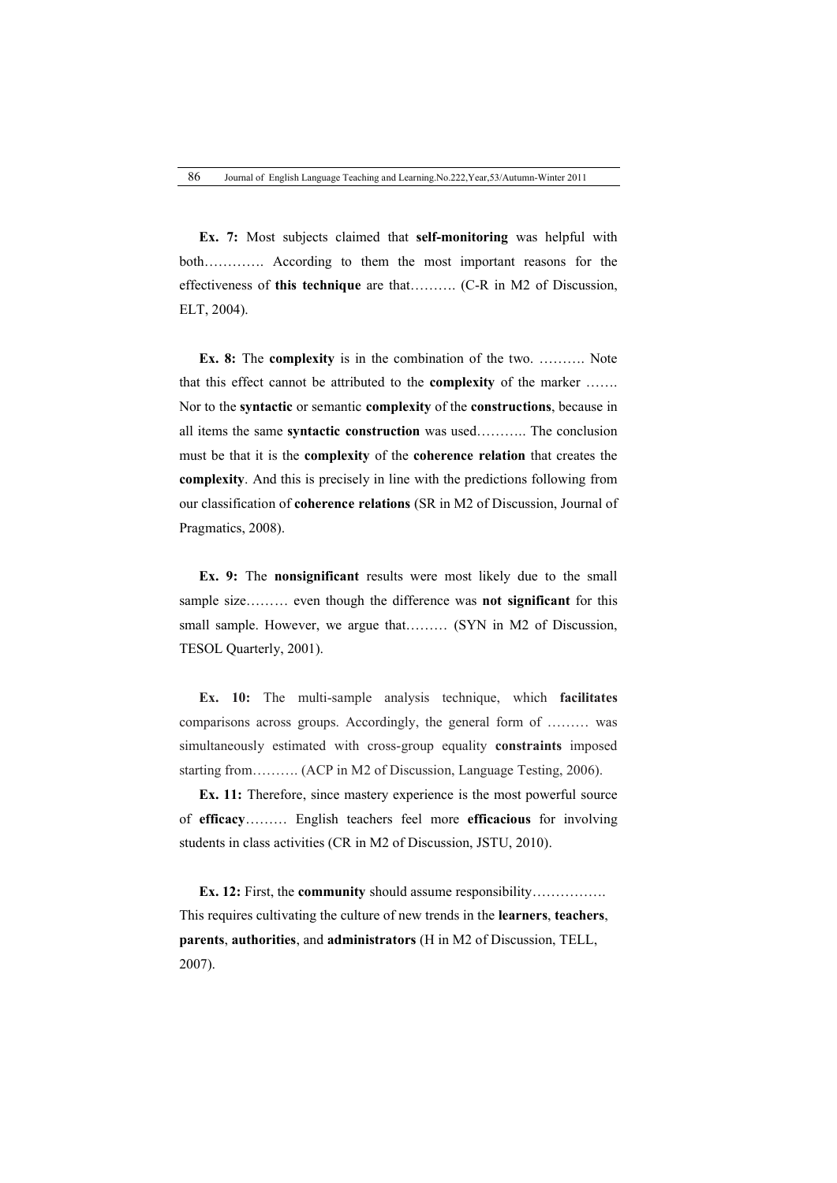**Ex. 7:** Most subjects claimed that **self-monitoring** was helpful with both…………. According to them the most important reasons for the effectiveness of **this technique** are that………. (C-R in M2 of Discussion, ELT, 2004).

**Ex. 8:** The **complexity** is in the combination of the two. ………. Note that this effect cannot be attributed to the **complexity** of the marker ……. Nor to the **syntactic** or semantic **complexity** of the **constructions**, because in all items the same **syntactic construction** was used……….. The conclusion must be that it is the **complexity** of the **coherence relation** that creates the **complexity**. And this is precisely in line with the predictions following from our classification of **coherence relations** (SR in M2 of Discussion, Journal of Pragmatics, 2008).

**Ex. 9:** The **nonsignificant** results were most likely due to the small sample size……… even though the difference was **not significant** for this small sample. However, we argue that……… (SYN in M2 of Discussion, TESOL Quarterly, 2001).

**Ex. 10:** The multi-sample analysis technique, which **facilitates** comparisons across groups. Accordingly, the general form of ……… was simultaneously estimated with cross-group equality **constraints** imposed starting from………. (ACP in M2 of Discussion, Language Testing, 2006).

**Ex. 11:** Therefore, since mastery experience is the most powerful source of **efficacy**……… English teachers feel more **efficacious** for involving students in class activities (CR in M2 of Discussion, JSTU, 2010).

**Ex. 12:** First, the **community** should assume responsibility……………. This requires cultivating the culture of new trends in the **learners**, **teachers**, **parents**, **authorities**, and **administrators** (H in M2 of Discussion, TELL, 2007).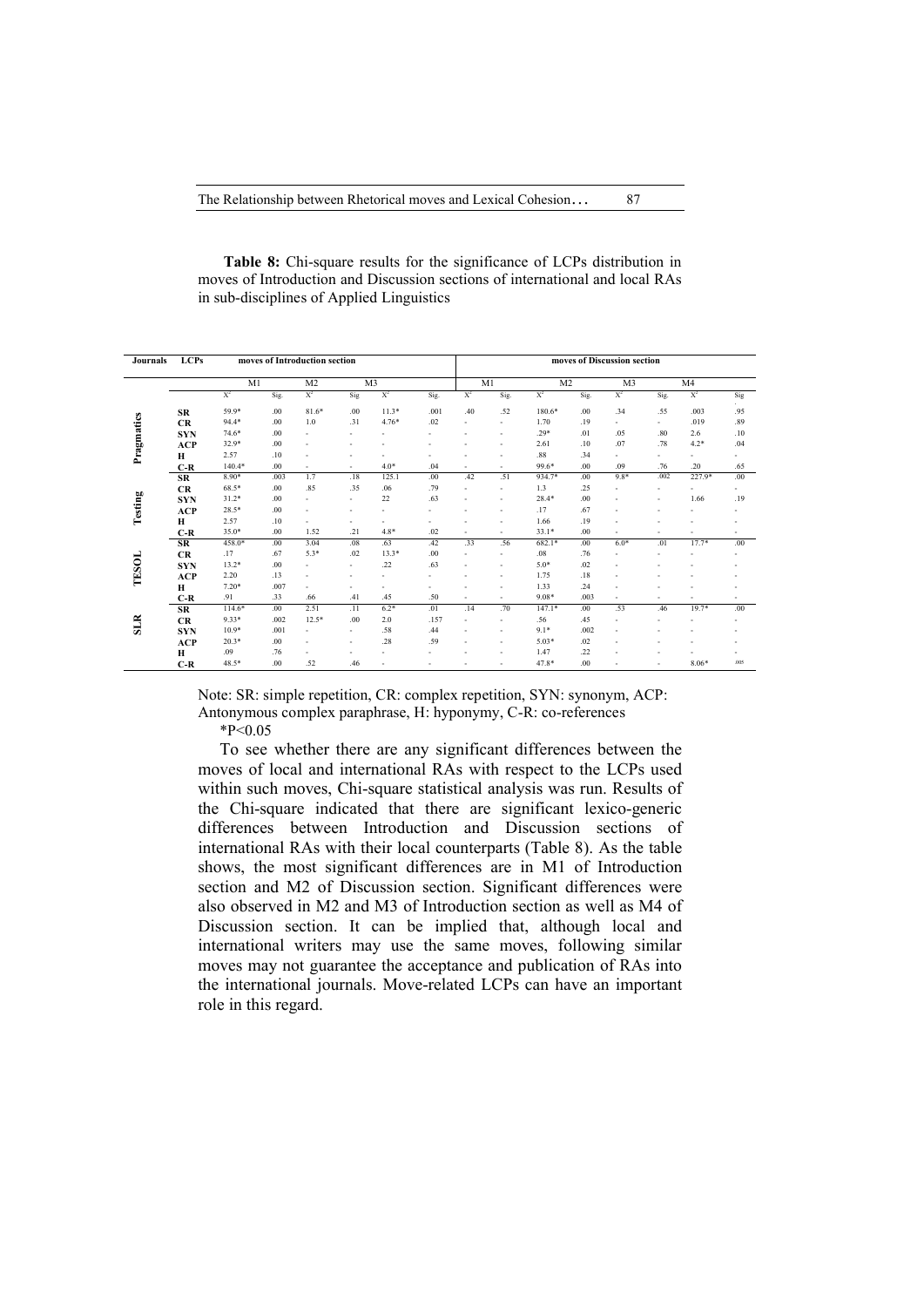**Table 8:** Chi-square results for the significance of LCPs distribution in moves of Introduction and Discussion sections of international and local RAs in sub-disciplines of Applied Linguistics

| Journals | LCPs | moves of Introduction section | | | | | | moves of Discussion section | | | | | | | |
|---|---|---|---|---|---|---|---|---|---|---|---|---|---|---|---|
| | | M1 | | M2 | | M3 | | M1 | | M2 | | M3 | | M4 | |
| | | $X^2$ | Sig. | $X^2$ | Sig | $X^2$ | Sig. | $X^2$ | Sig. | $X^2$ | Sig. | $X^2$ | Sig. | $X^2$ | Sig |
| Pragmatics | SR | 59.9* | .00 | 81.6* | .00 | 11.3* | .001 | .40 | .52 | 180.6* | .00 | .34 | .55 | .003 | .95 |
| | CR | 94.4* | .00 | 1.0 | .31 | 4.76* | .02 | - | - | 1.70 | .19 | - | - | .019 | .89 |
| | SYN | 74.6* | .00 | - | - | - | - | - | - | .29* | .01 | .05 | .80 | 2.6 | .10 |
| | ACP | 32.9* | .00 | - | - | - | - | - | - | 2.61 | .10 | .07 | .78 | 4.2* | .04 |
| | H | 2.57 | .10 | - | - | - | - | - | - | .88 | .34 | - | - | - | - |
| | C-R | 140.4* | .00 | - | - | 4.0* | .04 | - | - | 99.6* | .00 | .09 | .76 | .20 | .65 |
| Testing | SR | 8.90* | .003 | 1.7 | .18 | 125.1 | .00 | .42 | .51 | 934.7* | .00 | 9.8* | .002 | 227.9* | .00 |
| | CR | 68.5* | .00 | .85 | .35 | .06 | .79 | - | - | 1.3 | .25 | - | - | - | - |
| | SYN | 31.2* | .00 | - | - | 22 | .63 | - | - | 28.4* | .00 | - | - | 1.66 | .19 |
| | ACP | 28.5* | .00 | - | - | - | - | - | - | .17 | .67 | - | - | - | - |
| | H | 2.57 | .10 | - | - | - | - | - | - | 1.66 | .19 | - | - | - | - |
| | C-R | 35.0* | .00 | 1.52 | .21 | 4.8* | .02 | - | - | 33.1* | .00 | - | - | - | - |
| TESOL | SR | 458.0* | .00 | 3.04 | .08 | .63 | .42 | .33 | .56 | 682.1* | .00 | 6.0* | .01 | 17.7* | .00 |
| | CR | .17 | .67 | 5.3* | .02 | 13.3* | .00 | - | - | .08 | .76 | - | - | - | - |
| | SYN | 13.2* | .00 | - | - | .22 | .63 | - | - | 5.0* | .02 | - | - | - | - |
| | ACP | 2.20 | .13 | - | - | - | - | - | - | 1.75 | .18 | - | - | - | - |
| | H | 7.20* | .007 | - | - | - | - | - | - | 1.33 | .24 | - | - | - | - |
| | C-R | .91 | .33 | .66 | .41 | .45 | .50 | - | - | 9.08* | .003 | - | - | - | - |
| SLR | SR | 114.6* | .00 | 2.51 | .11 | 6.2* | .01 | .14 | .70 | 147.1* | .00 | .53 | .46 | 19.7* | .00 |
| | CR | 9.33* | .002 | 12.5* | .00 | 2.0 | .157 | - | - | .56 | .45 | - | - | - | - |
| | SYN | 10.9* | .001 | - | - | .58 | .44 | - | - | 9.1* | .002 | - | - | - | - |
| | ACP | 20.3* | .00 | - | - | .28 | .59 | - | - | 5.03* | .02 | - | - | - | - |
| | H | .09 | .76 | - | - | - | - | - | - | 1.47 | .22 | - | - | - | - |
| | C-R | 48.5* | .00 | .52 | .46 | - | - | - | - | 47.8* | .00 | - | - | 8.06* | .005 |

Note: SR: simple repetition, CR: complex repetition, SYN: synonym, ACP: Antonymous complex paraphrase, H: hyponymy, C-R: co-references

*P<0.05

To see whether there are any significant differences between the moves of local and international RAs with respect to the LCPs used within such moves, Chi-square statistical analysis was run. Results of the Chi-square indicated that there are significant lexico-generic differences between Introduction and Discussion sections of international RAs with their local counterparts (Table 8). As the table shows, the most significant differences are in M1 of Introduction section and M2 of Discussion section. Significant differences were also observed in M2 and M3 of Introduction section as well as M4 of Discussion section. It can be implied that, although local and international writers may use the same moves, following similar moves may not guarantee the acceptance and publication of RAs into the international journals. Move-related LCPs can have an important role in this regard.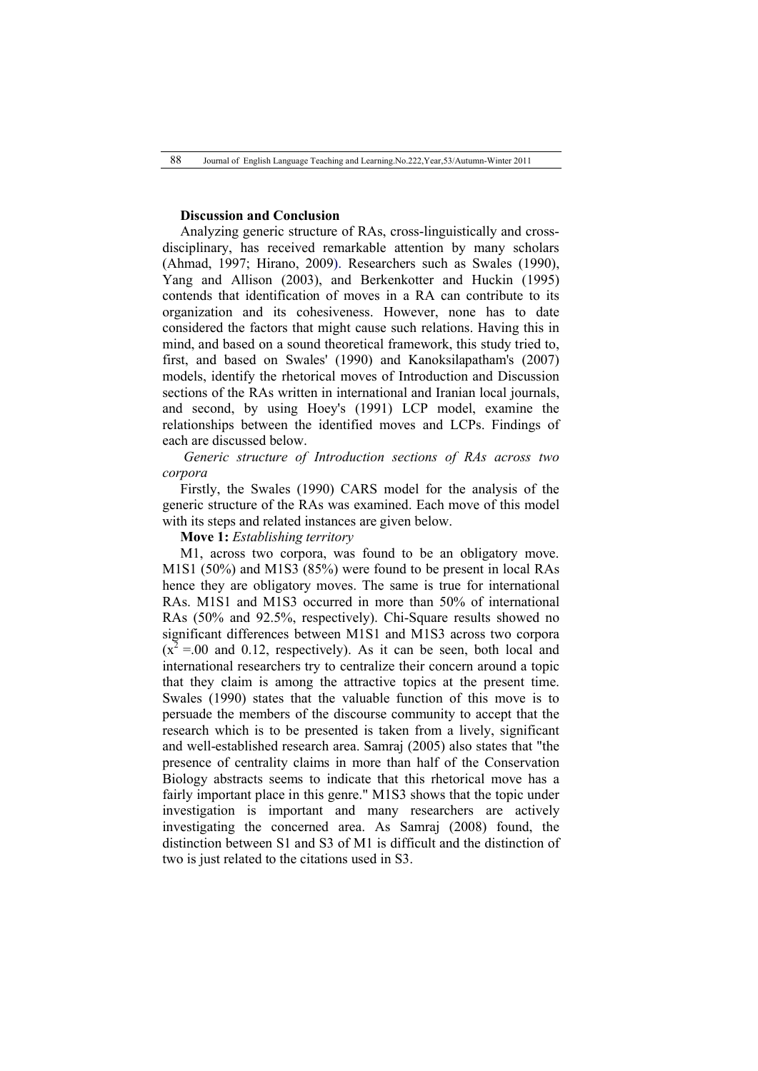**Discussion and Conclusion**

Analyzing generic structure of RAs, cross-linguistically and cross-disciplinary, has received remarkable attention by many scholars (Ahmad, 1997; Hirano, 2009). Researchers such as Swales (1990), Yang and Allison (2003), and Berkenkotter and Huckin (1995) contends that identification of moves in a RA can contribute to its organization and its cohesiveness. However, none has to date considered the factors that might cause such relations. Having this in mind, and based on a sound theoretical framework, this study tried to, first, and based on Swales' (1990) and Kanoksilapatham's (2007) models, identify the rhetorical moves of Introduction and Discussion sections of the RAs written in international and Iranian local journals, and second, by using Hoey's (1991) LCP model, examine the relationships between the identified moves and LCPs. Findings of each are discussed below.

*Generic structure of Introduction sections of RAs across two corpora*

Firstly, the Swales (1990) CARS model for the analysis of the generic structure of the RAs was examined. Each move of this model with its steps and related instances are given below.

**Move 1:** *Establishing territory*

M1, across two corpora, was found to be an obligatory move. M1S1 (50%) and M1S3 (85%) were found to be present in local RAs hence they are obligatory moves. The same is true for international RAs. M1S1 and M1S3 occurred in more than 50% of international RAs (50% and 92.5%, respectively). Chi-Square results showed no significant differences between M1S1 and M1S3 across two corpora ($x^2$ =.00 and 0.12, respectively). As it can be seen, both local and international researchers try to centralize their concern around a topic that they claim is among the attractive topics at the present time. Swales (1990) states that the valuable function of this move is to persuade the members of the discourse community to accept that the research which is to be presented is taken from a lively, significant and well-established research area. Samraj (2005) also states that "the presence of centrality claims in more than half of the Conservation Biology abstracts seems to indicate that this rhetorical move has a fairly important place in this genre." M1S3 shows that the topic under investigation is important and many researchers are actively investigating the concerned area. As Samraj (2008) found, the distinction between S1 and S3 of M1 is difficult and the distinction of two is just related to the citations used in S3.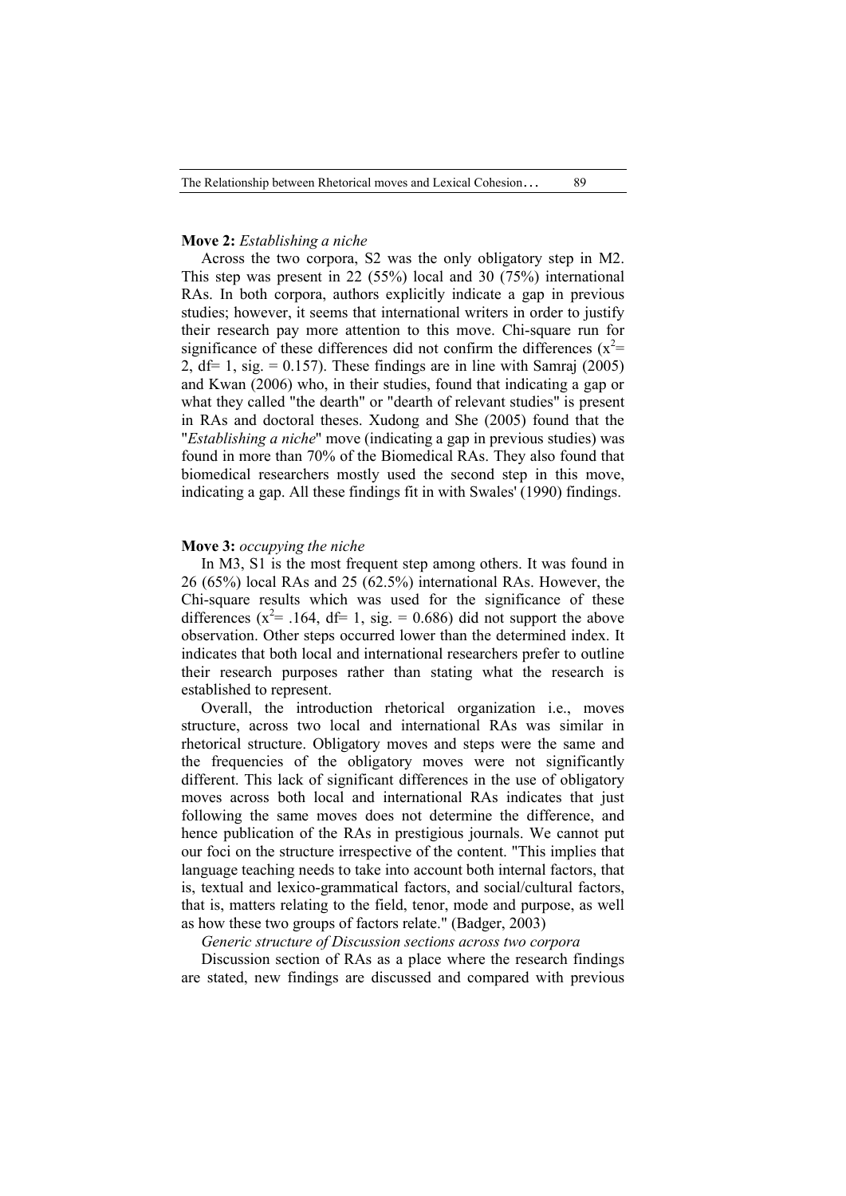**Move 2:** *Establishing a niche*

Across the two corpora, S2 was the only obligatory step in M2. This step was present in 22 (55%) local and 30 (75%) international RAs. In both corpora, authors explicitly indicate a gap in previous studies; however, it seems that international writers in order to justify their research pay more attention to this move. Chi-square run for significance of these differences did not confirm the differences ($x^2$= 2, df= 1, sig. = 0.157). These findings are in line with Samraj (2005) and Kwan (2006) who, in their studies, found that indicating a gap or what they called "the dearth" or "dearth of relevant studies" is present in RAs and doctoral theses. Xudong and She (2005) found that the "*Establishing a niche*" move (indicating a gap in previous studies) was found in more than 70% of the Biomedical RAs. They also found that biomedical researchers mostly used the second step in this move, indicating a gap. All these findings fit in with Swales' (1990) findings.

**Move 3:** *occupying the niche*

In M3, S1 is the most frequent step among others. It was found in 26 (65%) local RAs and 25 (62.5%) international RAs. However, the Chi-square results which was used for the significance of these differences ($x^2$= .164, df= 1, sig. = 0.686) did not support the above observation. Other steps occurred lower than the determined index. It indicates that both local and international researchers prefer to outline their research purposes rather than stating what the research is established to represent.

Overall, the introduction rhetorical organization i.e., moves structure, across two local and international RAs was similar in rhetorical structure. Obligatory moves and steps were the same and the frequencies of the obligatory moves were not significantly different. This lack of significant differences in the use of obligatory moves across both local and international RAs indicates that just following the same moves does not determine the difference, and hence publication of the RAs in prestigious journals. We cannot put our foci on the structure irrespective of the content. "This implies that language teaching needs to take into account both internal factors, that is, textual and lexico-grammatical factors, and social/cultural factors, that is, matters relating to the field, tenor, mode and purpose, as well as how these two groups of factors relate." (Badger, 2003)

*Generic structure of Discussion sections across two corpora*

Discussion section of RAs as a place where the research findings are stated, new findings are discussed and compared with previous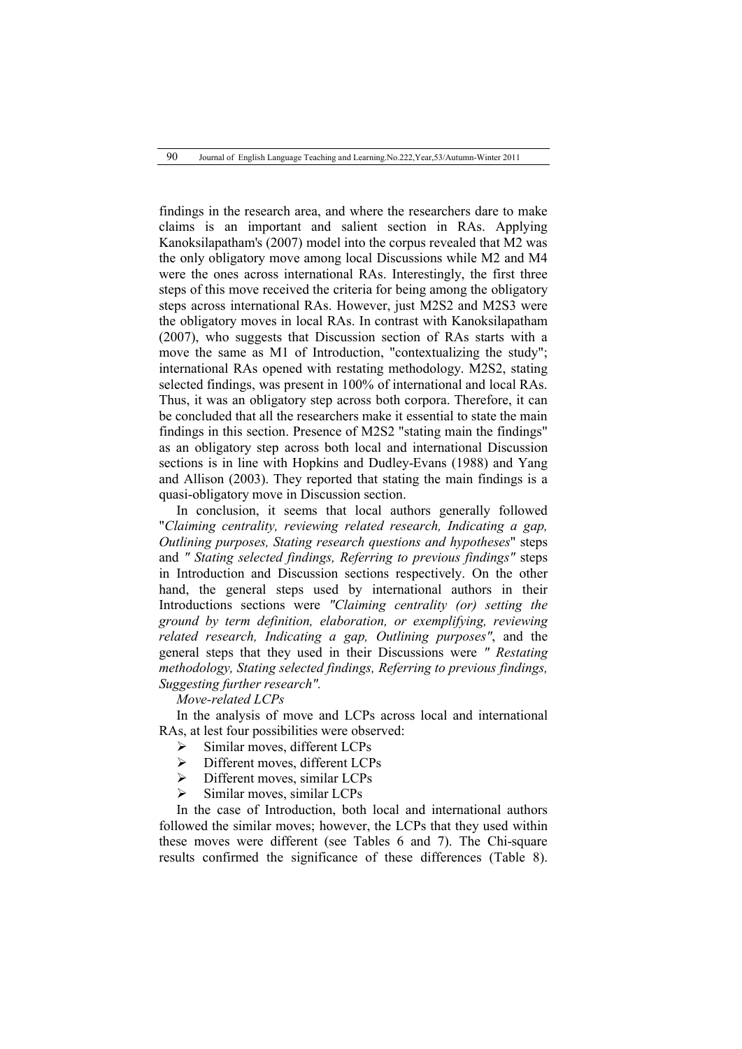findings in the research area, and where the researchers dare to make claims is an important and salient section in RAs. Applying Kanoksilapatham's (2007) model into the corpus revealed that M2 was the only obligatory move among local Discussions while M2 and M4 were the ones across international RAs. Interestingly, the first three steps of this move received the criteria for being among the obligatory steps across international RAs. However, just M2S2 and M2S3 were the obligatory moves in local RAs. In contrast with Kanoksilapatham (2007), who suggests that Discussion section of RAs starts with a move the same as M1 of Introduction, "contextualizing the study"; international RAs opened with restating methodology. M2S2, stating selected findings, was present in 100% of international and local RAs. Thus, it was an obligatory step across both corpora. Therefore, it can be concluded that all the researchers make it essential to state the main findings in this section. Presence of M2S2 "stating main the findings" as an obligatory step across both local and international Discussion sections is in line with Hopkins and Dudley-Evans (1988) and Yang and Allison (2003). They reported that stating the main findings is a quasi-obligatory move in Discussion section.

In conclusion, it seems that local authors generally followed "*Claiming centrality, reviewing related research, Indicating a gap, Outlining purposes, Stating research questions and hypotheses*" steps and *" Stating selected findings, Referring to previous findings"* steps in Introduction and Discussion sections respectively. On the other hand, the general steps used by international authors in their Introductions sections were *"Claiming centrality (or) setting the ground by term definition, elaboration, or exemplifying, reviewing related research, Indicating a gap, Outlining purposes"*, and the general steps that they used in their Discussions were *" Restating methodology, Stating selected findings, Referring to previous findings, Suggesting further research".*

*Move-related LCPs*

In the analysis of move and LCPs across local and international RAs, at lest four possibilities were observed:

- Similar moves, different LCPs
- Different moves, different LCPs
- Different moves, similar LCPs
- Similar moves, similar LCPs

In the case of Introduction, both local and international authors followed the similar moves; however, the LCPs that they used within these moves were different (see Tables 6 and 7). The Chi-square results confirmed the significance of these differences (Table 8).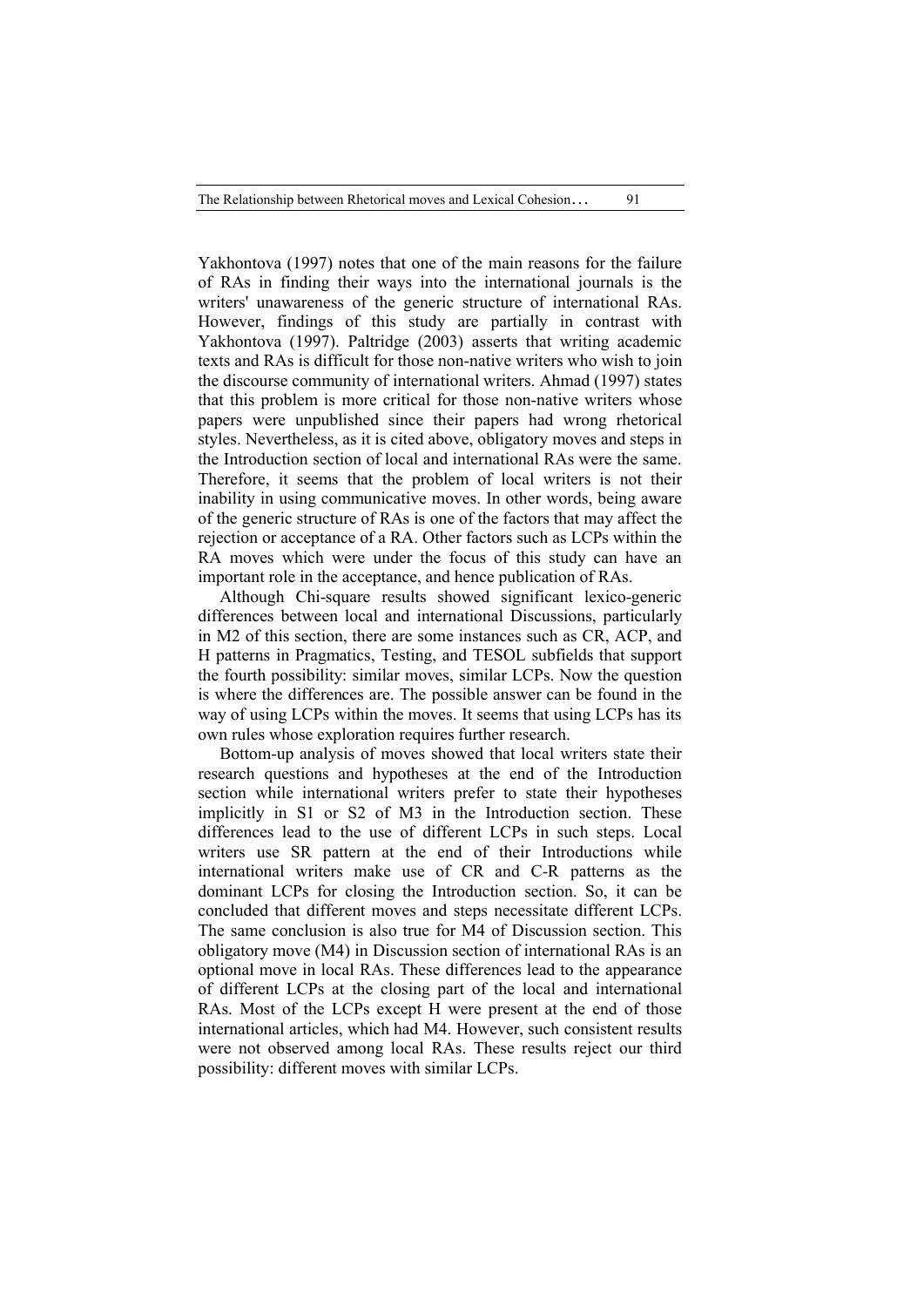Yakhontova (1997) notes that one of the main reasons for the failure of RAs in finding their ways into the international journals is the writers' unawareness of the generic structure of international RAs. However, findings of this study are partially in contrast with Yakhontova (1997). Paltridge (2003) asserts that writing academic texts and RAs is difficult for those non-native writers who wish to join the discourse community of international writers. Ahmad (1997) states that this problem is more critical for those non-native writers whose papers were unpublished since their papers had wrong rhetorical styles. Nevertheless, as it is cited above, obligatory moves and steps in the Introduction section of local and international RAs were the same. Therefore, it seems that the problem of local writers is not their inability in using communicative moves. In other words, being aware of the generic structure of RAs is one of the factors that may affect the rejection or acceptance of a RA. Other factors such as LCPs within the RA moves which were under the focus of this study can have an important role in the acceptance, and hence publication of RAs.

Although Chi-square results showed significant lexico-generic differences between local and international Discussions, particularly in M2 of this section, there are some instances such as CR, ACP, and H patterns in Pragmatics, Testing, and TESOL subfields that support the fourth possibility: similar moves, similar LCPs. Now the question is where the differences are. The possible answer can be found in the way of using LCPs within the moves. It seems that using LCPs has its own rules whose exploration requires further research.

Bottom-up analysis of moves showed that local writers state their research questions and hypotheses at the end of the Introduction section while international writers prefer to state their hypotheses implicitly in S1 or S2 of M3 in the Introduction section. These differences lead to the use of different LCPs in such steps. Local writers use SR pattern at the end of their Introductions while international writers make use of CR and C-R patterns as the dominant LCPs for closing the Introduction section. So, it can be concluded that different moves and steps necessitate different LCPs. The same conclusion is also true for M4 of Discussion section. This obligatory move (M4) in Discussion section of international RAs is an optional move in local RAs. These differences lead to the appearance of different LCPs at the closing part of the local and international RAs. Most of the LCPs except H were present at the end of those international articles, which had M4. However, such consistent results were not observed among local RAs. These results reject our third possibility: different moves with similar LCPs.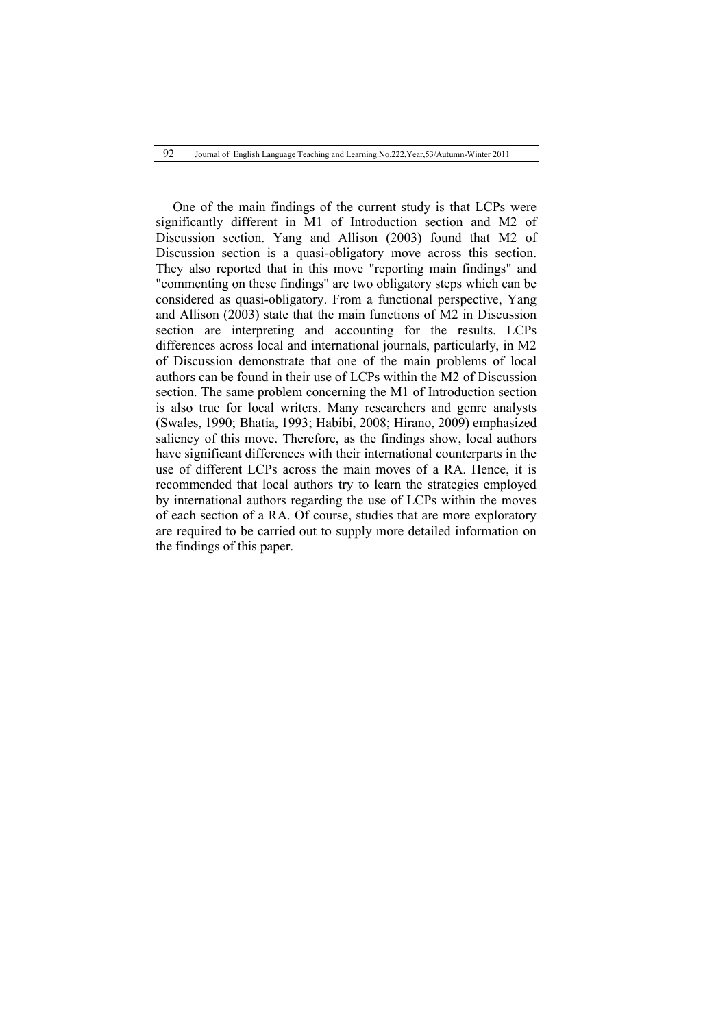One of the main findings of the current study is that LCPs were significantly different in M1 of Introduction section and M2 of Discussion section. Yang and Allison (2003) found that M2 of Discussion section is a quasi-obligatory move across this section. They also reported that in this move "reporting main findings" and "commenting on these findings" are two obligatory steps which can be considered as quasi-obligatory. From a functional perspective, Yang and Allison (2003) state that the main functions of M2 in Discussion section are interpreting and accounting for the results. LCPs differences across local and international journals, particularly, in M2 of Discussion demonstrate that one of the main problems of local authors can be found in their use of LCPs within the M2 of Discussion section. The same problem concerning the M1 of Introduction section is also true for local writers. Many researchers and genre analysts (Swales, 1990; Bhatia, 1993; Habibi, 2008; Hirano, 2009) emphasized saliency of this move. Therefore, as the findings show, local authors have significant differences with their international counterparts in the use of different LCPs across the main moves of a RA. Hence, it is recommended that local authors try to learn the strategies employed by international authors regarding the use of LCPs within the moves of each section of a RA. Of course, studies that are more exploratory are required to be carried out to supply more detailed information on the findings of this paper.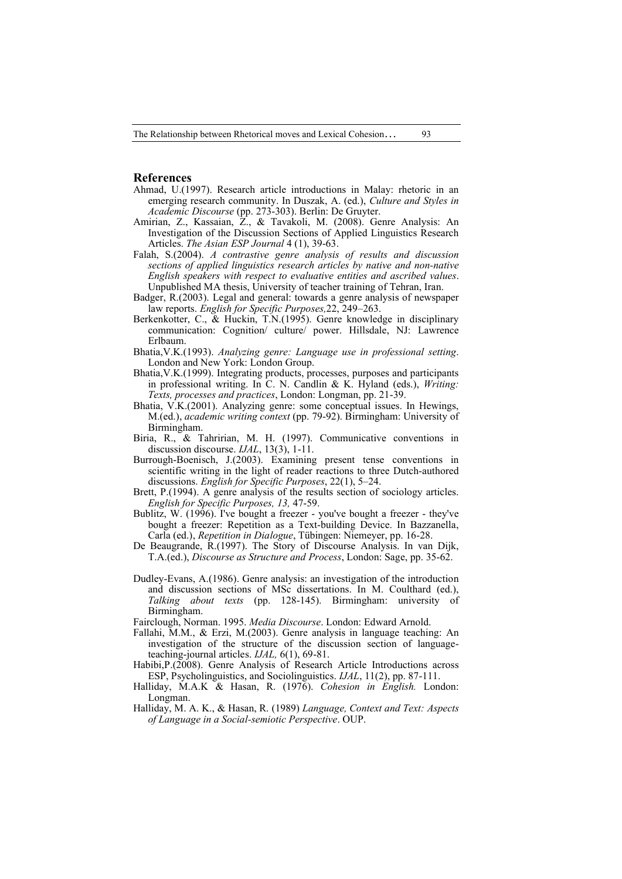## References

Ahmad, U.(1997). Research article introductions in Malay: rhetoric in an emerging research community. In Duszak, A. (ed.), *Culture and Styles in Academic Discourse* (pp. 273-303). Berlin: De Gruyter.

Amirian, Z., Kassaian, Z., & Tavakoli, M. (2008). Genre Analysis: An Investigation of the Discussion Sections of Applied Linguistics Research Articles. *The Asian ESP Journal* 4 (1), 39-63.

Falah, S.(2004). *A contrastive genre analysis of results and discussion sections of applied linguistics research articles by native and non-native English speakers with respect to evaluative entities and ascribed values*. Unpublished MA thesis, University of teacher training of Tehran, Iran.

Badger, R.(2003). Legal and general: towards a genre analysis of newspaper law reports. *English for Specific Purposes,*22, 249–263.

Berkenkotter, C., & Huckin, T.N.(1995). Genre knowledge in disciplinary communication: Cognition/ culture/ power. Hillsdale, NJ: Lawrence Erlbaum.

Bhatia,V.K.(1993). *Analyzing genre: Language use in professional setting*. London and New York: London Group.

Bhatia,V.K.(1999). Integrating products, processes, purposes and participants in professional writing. In C. N. Candlin & K. Hyland (eds.), *Writing: Texts, processes and practices*, London: Longman, pp. 21-39.

Bhatia, V.K.(2001). Analyzing genre: some conceptual issues. In Hewings, M.(ed.), *academic writing context* (pp. 79-92). Birmingham: University of Birmingham.

Biria, R., & Tahririan, M. H. (1997). Communicative conventions in discussion discourse. *IJAL*, 13(3), 1-11.

Burrough-Boenisch, J.(2003). Examining present tense conventions in scientific writing in the light of reader reactions to three Dutch-authored discussions. *English for Specific Purposes*, 22(1), 5–24.

Brett, P.(1994). A genre analysis of the results section of sociology articles. *English for Specific Purposes, 13,* 47-59.

Bublitz, W. (1996). I've bought a freezer - you've bought a freezer - they've bought a freezer: Repetition as a Text-building Device. In Bazzanella, Carla (ed.), *Repetition in Dialogue*, Tübingen: Niemeyer, pp. 16-28.

De Beaugrande, R.(1997). The Story of Discourse Analysis. In van Dijk, T.A.(ed.), *Discourse as Structure and Process*, London: Sage, pp. 35-62.

Dudley-Evans, A.(1986). Genre analysis: an investigation of the introduction and discussion sections of MSc dissertations. In M. Coulthard (ed.), *Talking about texts* (pp. 128-145). Birmingham: university of Birmingham.

Fairclough, Norman. 1995. *Media Discourse*. London: Edward Arnold.

Fallahi, M.M., & Erzi, M.(2003). Genre analysis in language teaching: An investigation of the structure of the discussion section of language-teaching-journal articles. *IJAL,* 6(1), 69-81.

Habibi,P.(2008). Genre Analysis of Research Article Introductions across ESP, Psycholinguistics, and Sociolinguistics. *IJAL*, 11(2), pp. 87-111.

Halliday, M.A.K & Hasan, R. (1976). *Cohesion in English.* London: Longman.

Halliday, M. A. K., & Hasan, R. (1989) *Language, Context and Text: Aspects of Language in a Social-semiotic Perspective*. OUP.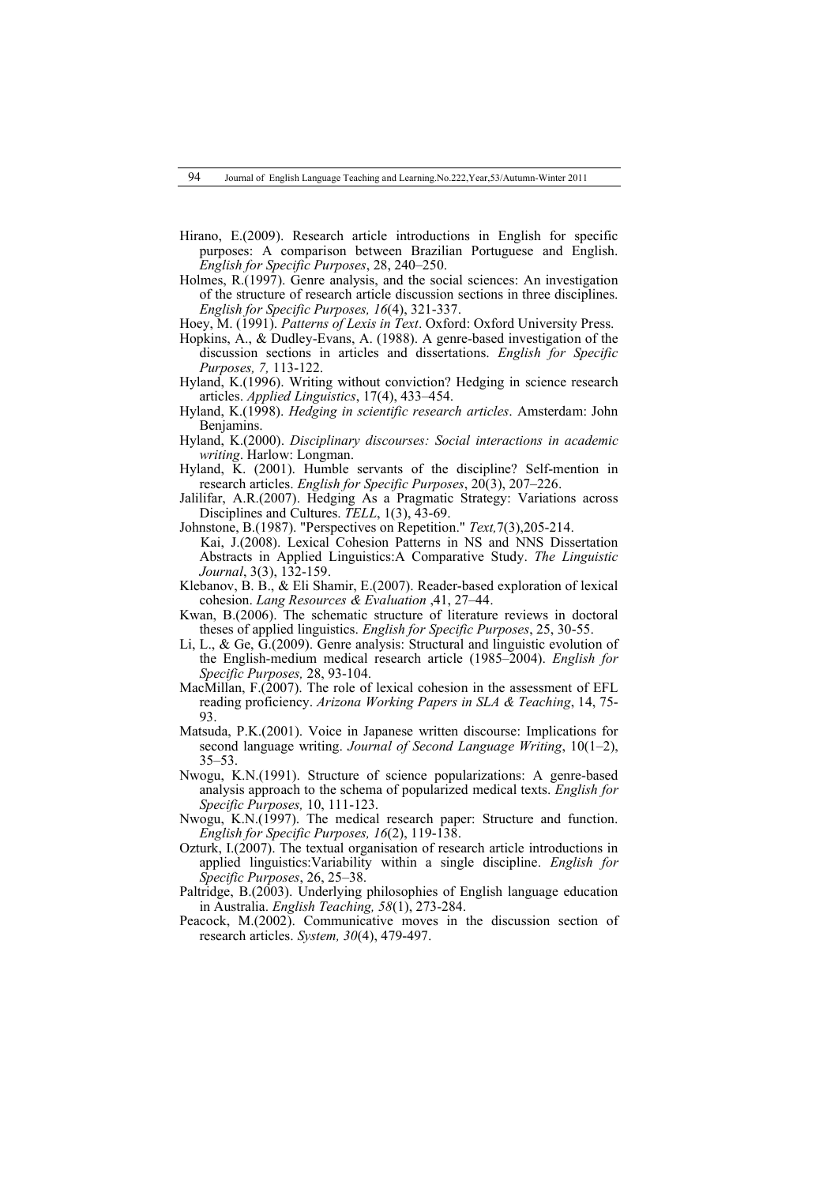Hirano, E.(2009). Research article introductions in English for specific purposes: A comparison between Brazilian Portuguese and English. *English for Specific Purposes*, 28, 240–250.

Holmes, R.(1997). Genre analysis, and the social sciences: An investigation of the structure of research article discussion sections in three disciplines. *English for Specific Purposes, 16*(4), 321-337.

Hoey, M. (1991). *Patterns of Lexis in Text*. Oxford: Oxford University Press.

Hopkins, A., & Dudley-Evans, A. (1988). A genre-based investigation of the discussion sections in articles and dissertations. *English for Specific Purposes, 7,* 113-122.

Hyland, K.(1996). Writing without conviction? Hedging in science research articles. *Applied Linguistics*, 17(4), 433–454.

Hyland, K.(1998). *Hedging in scientific research articles*. Amsterdam: John Benjamins.

Hyland, K.(2000). *Disciplinary discourses: Social interactions in academic writing*. Harlow: Longman.

Hyland, K. (2001). Humble servants of the discipline? Self-mention in research articles. *English for Specific Purposes*, 20(3), 207–226.

Jalilifar, A.R.(2007). Hedging As a Pragmatic Strategy: Variations across Disciplines and Cultures. *TELL*, 1(3), 43-69.

Johnstone, B.(1987). "Perspectives on Repetition." *Text,*7(3),205-214.

Kai, J.(2008). Lexical Cohesion Patterns in NS and NNS Dissertation Abstracts in Applied Linguistics:A Comparative Study. *The Linguistic Journal*, 3(3), 132-159.

Klebanov, B. B., & Eli Shamir, E.(2007). Reader-based exploration of lexical cohesion. *Lang Resources & Evaluation* ,41, 27–44.

Kwan, B.(2006). The schematic structure of literature reviews in doctoral theses of applied linguistics. *English for Specific Purposes*, 25, 30-55.

Li, L., & Ge, G.(2009). Genre analysis: Structural and linguistic evolution of the English-medium medical research article (1985–2004). *English for Specific Purposes,* 28, 93-104.

MacMillan, F.(2007). The role of lexical cohesion in the assessment of EFL reading proficiency. *Arizona Working Papers in SLA & Teaching*, 14, 75-93.

Matsuda, P.K.(2001). Voice in Japanese written discourse: Implications for second language writing. *Journal of Second Language Writing*, 10(1–2), 35–53.

Nwogu, K.N.(1991). Structure of science popularizations: A genre-based analysis approach to the schema of popularized medical texts. *English for Specific Purposes,* 10, 111-123.

Nwogu, K.N.(1997). The medical research paper: Structure and function. *English for Specific Purposes, 16*(2), 119-138.

Ozturk, I.(2007). The textual organisation of research article introductions in applied linguistics:Variability within a single discipline. *English for Specific Purposes*, 26, 25–38.

Paltridge, B.(2003). Underlying philosophies of English language education in Australia. *English Teaching, 58*(1), 273-284.

Peacock, M.(2002). Communicative moves in the discussion section of research articles. *System, 30*(4), 479-497.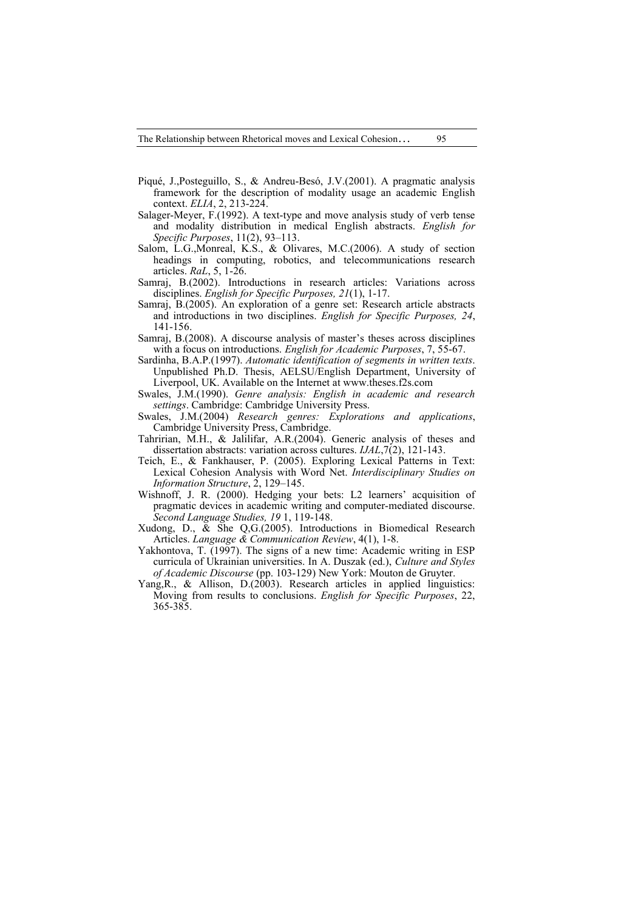Piqué, J.,Posteguillo, S., & Andreu-Besó, J.V.(2001). A pragmatic analysis framework for the description of modality usage an academic English context. *ELIA*, 2, 213-224.

Salager-Meyer, F.(1992). A text-type and move analysis study of verb tense and modality distribution in medical English abstracts. *English for Specific Purposes*, 11(2), 93–113.

Salom, L.G.,Monreal, K.S., & Olivares, M.C.(2006). A study of section headings in computing, robotics, and telecommunications research articles. *RaL*, 5, 1-26.

Samraj, B.(2002). Introductions in research articles: Variations across disciplines. *English for Specific Purposes, 21*(1), 1-17.

Samraj, B.(2005). An exploration of a genre set: Research article abstracts and introductions in two disciplines. *English for Specific Purposes, 24*, 141-156.

Samraj, B.(2008). A discourse analysis of master's theses across disciplines with a focus on introductions. *English for Academic Purposes*, 7, 55-67.

Sardinha, B.A.P.(1997). *Automatic identification of segments in written texts*. Unpublished Ph.D. Thesis, AELSU/English Department, University of Liverpool, UK. Available on the Internet at www.theses.f2s.com

Swales, J.M.(1990). *Genre analysis: English in academic and research settings*. Cambridge: Cambridge University Press.

Swales, J.M.(2004) *Research genres: Explorations and applications*, Cambridge University Press, Cambridge.

Tahririan, M.H., & Jalilifar, A.R.(2004). Generic analysis of theses and dissertation abstracts: variation across cultures. *IJAL*,7(2), 121-143.

Teich, E., & Fankhauser, P. (2005). Exploring Lexical Patterns in Text: Lexical Cohesion Analysis with Word Net. *Interdisciplinary Studies on Information Structure*, 2, 129–145.

Wishnoff, J. R. (2000). Hedging your bets: L2 learners' acquisition of pragmatic devices in academic writing and computer-mediated discourse. *Second Language Studies, 19* 1, 119-148.

Xudong, D., & She Q,G.(2005). Introductions in Biomedical Research Articles. *Language & Communication Review*, 4(1), 1-8.

Yakhontova, T. (1997). The signs of a new time: Academic writing in ESP curricula of Ukrainian universities. In A. Duszak (ed.), *Culture and Styles of Academic Discourse* (pp. 103-129) New York: Mouton de Gruyter.

Yang,R., & Allison, D.(2003). Research articles in applied linguistics: Moving from results to conclusions. *English for Specific Purposes*, 22, 365-385.